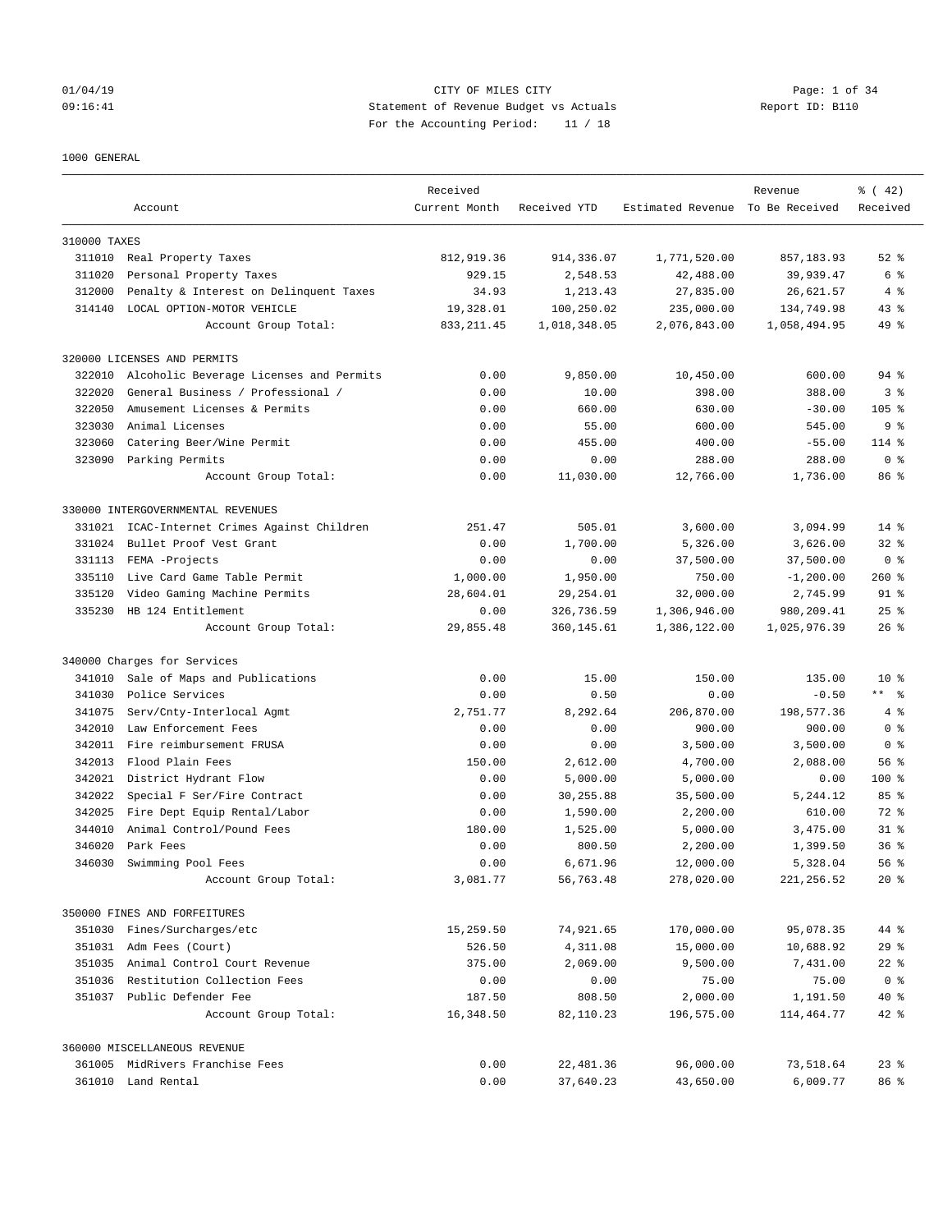CITY OF MILES CITY
Statement of Revenue Budget vs Actuals
For the Accounting Period: 11 / 18

01/04/19
09:16:41

Report ID: B110

1000 GENERAL

| | Account | Received Current Month | Received YTD | Estimated Revenue | Revenue To Be Received | % ( 42) Received |
|---|---|---|---|---|---|---|
| 310000 TAXES | | | | | | |
| 311010 | Real Property Taxes | 812,919.36 | 914,336.07 | 1,771,520.00 | 857,183.93 | 52 % |
| 311020 | Personal Property Taxes | 929.15 | 2,548.53 | 42,488.00 | 39,939.47 | 6 % |
| 312000 | Penalty & Interest on Delinquent Taxes | 34.93 | 1,213.43 | 27,835.00 | 26,621.57 | 4 % |
| 314140 | LOCAL OPTION-MOTOR VEHICLE | 19,328.01 | 100,250.02 | 235,000.00 | 134,749.98 | 43 % |
| | Account Group Total: | 833,211.45 | 1,018,348.05 | 2,076,843.00 | 1,058,494.95 | 49 % |
| 320000 LICENSES AND PERMITS | | | | | | |
| 322010 | Alcoholic Beverage Licenses and Permits | 0.00 | 9,850.00 | 10,450.00 | 600.00 | 94 % |
| 322020 | General Business / Professional / | 0.00 | 10.00 | 398.00 | 388.00 | 3 % |
| 322050 | Amusement Licenses & Permits | 0.00 | 660.00 | 630.00 | -30.00 | 105 % |
| 323030 | Animal Licenses | 0.00 | 55.00 | 600.00 | 545.00 | 9 % |
| 323060 | Catering Beer/Wine Permit | 0.00 | 455.00 | 400.00 | -55.00 | 114 % |
| 323090 | Parking Permits | 0.00 | 0.00 | 288.00 | 288.00 | 0 % |
| | Account Group Total: | 0.00 | 11,030.00 | 12,766.00 | 1,736.00 | 86 % |
| 330000 INTERGOVERNMENTAL REVENUES | | | | | | |
| 331021 | ICAC-Internet Crimes Against Children | 251.47 | 505.01 | 3,600.00 | 3,094.99 | 14 % |
| 331024 | Bullet Proof Vest Grant | 0.00 | 1,700.00 | 5,326.00 | 3,626.00 | 32 % |
| 331113 | FEMA -Projects | 0.00 | 0.00 | 37,500.00 | 37,500.00 | 0 % |
| 335110 | Live Card Game Table Permit | 1,000.00 | 1,950.00 | 750.00 | -1,200.00 | 260 % |
| 335120 | Video Gaming Machine Permits | 28,604.01 | 29,254.01 | 32,000.00 | 2,745.99 | 91 % |
| 335230 | HB 124 Entitlement | 0.00 | 326,736.59 | 1,306,946.00 | 980,209.41 | 25 % |
| | Account Group Total: | 29,855.48 | 360,145.61 | 1,386,122.00 | 1,025,976.39 | 26 % |
| 340000 Charges for Services | | | | | | |
| 341010 | Sale of Maps and Publications | 0.00 | 15.00 | 150.00 | 135.00 | 10 % |
| 341030 | Police Services | 0.00 | 0.50 | 0.00 | -0.50 | ** % |
| 341075 | Serv/Cnty-Interlocal Agmt | 2,751.77 | 8,292.64 | 206,870.00 | 198,577.36 | 4 % |
| 342010 | Law Enforcement Fees | 0.00 | 0.00 | 900.00 | 900.00 | 0 % |
| 342011 | Fire reimbursement FRUSA | 0.00 | 0.00 | 3,500.00 | 3,500.00 | 0 % |
| 342013 | Flood Plain Fees | 150.00 | 2,612.00 | 4,700.00 | 2,088.00 | 56 % |
| 342021 | District Hydrant Flow | 0.00 | 5,000.00 | 5,000.00 | 0.00 | 100 % |
| 342022 | Special F Ser/Fire Contract | 0.00 | 30,255.88 | 35,500.00 | 5,244.12 | 85 % |
| 342025 | Fire Dept Equip Rental/Labor | 0.00 | 1,590.00 | 2,200.00 | 610.00 | 72 % |
| 344010 | Animal Control/Pound Fees | 180.00 | 1,525.00 | 5,000.00 | 3,475.00 | 31 % |
| 346020 | Park Fees | 0.00 | 800.50 | 2,200.00 | 1,399.50 | 36 % |
| 346030 | Swimming Pool Fees | 0.00 | 6,671.96 | 12,000.00 | 5,328.04 | 56 % |
| | Account Group Total: | 3,081.77 | 56,763.48 | 278,020.00 | 221,256.52 | 20 % |
| 350000 FINES AND FORFEITURES | | | | | | |
| 351030 | Fines/Surcharges/etc | 15,259.50 | 74,921.65 | 170,000.00 | 95,078.35 | 44 % |
| 351031 | Adm Fees (Court) | 526.50 | 4,311.08 | 15,000.00 | 10,688.92 | 29 % |
| 351035 | Animal Control Court Revenue | 375.00 | 2,069.00 | 9,500.00 | 7,431.00 | 22 % |
| 351036 | Restitution Collection Fees | 0.00 | 0.00 | 75.00 | 75.00 | 0 % |
| 351037 | Public Defender Fee | 187.50 | 808.50 | 2,000.00 | 1,191.50 | 40 % |
| | Account Group Total: | 16,348.50 | 82,110.23 | 196,575.00 | 114,464.77 | 42 % |
| 360000 MISCELLANEOUS REVENUE | | | | | | |
| 361005 | MidRivers Franchise Fees | 0.00 | 22,481.36 | 96,000.00 | 73,518.64 | 23 % |
| 361010 | Land Rental | 0.00 | 37,640.23 | 43,650.00 | 6,009.77 | 86 % |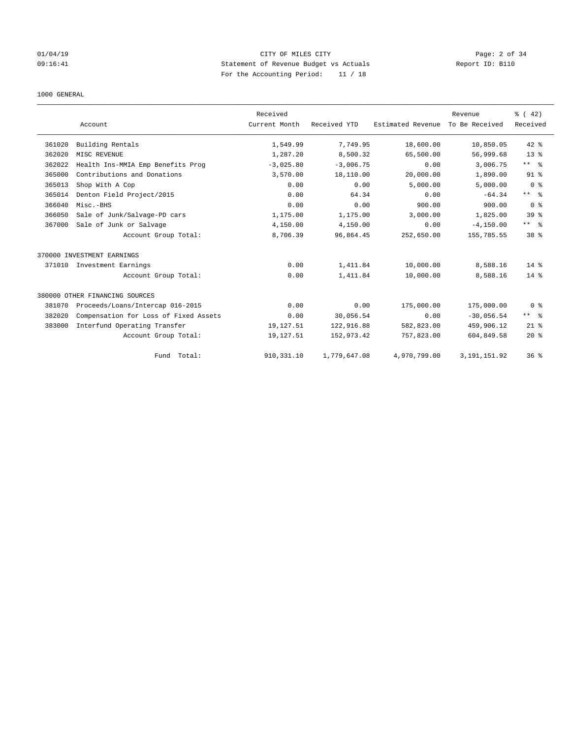01/04/19 CITY OF MILES CITY
09:16:41 Statement of Revenue Budget vs Actuals Report ID: B110
For the Accounting Period: 11 / 18

1000 GENERAL

| | Account | Received Current Month | Received YTD | Estimated Revenue | Revenue To Be Received | % ( 42) Received |
|---|---|---|---|---|---|---|
| 361020 | Building Rentals | 1,549.99 | 7,749.95 | 18,600.00 | 10,850.05 | 42 % |
| 362020 | MISC REVENUE | 1,287.20 | 8,500.32 | 65,500.00 | 56,999.68 | 13 % |
| 362022 | Health Ins-MMIA Emp Benefits Prog | -3,025.80 | -3,006.75 | 0.00 | 3,006.75 | ** % |
| 365000 | Contributions and Donations | 3,570.00 | 18,110.00 | 20,000.00 | 1,890.00 | 91 % |
| 365013 | Shop With A Cop | 0.00 | 0.00 | 5,000.00 | 5,000.00 | 0 % |
| 365014 | Denton Field Project/2015 | 0.00 | 64.34 | 0.00 | -64.34 | ** % |
| 366040 | Misc.-BHS | 0.00 | 0.00 | 900.00 | 900.00 | 0 % |
| 366050 | Sale of Junk/Salvage-PD cars | 1,175.00 | 1,175.00 | 3,000.00 | 1,825.00 | 39 % |
| 367000 | Sale of Junk or Salvage | 4,150.00 | 4,150.00 | 0.00 | -4,150.00 | ** % |
| | Account Group Total: | 8,706.39 | 96,864.45 | 252,650.00 | 155,785.55 | 38 % |
| 370000 INVESTMENT EARNINGS | | | | | | |
| 371010 | Investment Earnings | 0.00 | 1,411.84 | 10,000.00 | 8,588.16 | 14 % |
| | Account Group Total: | 0.00 | 1,411.84 | 10,000.00 | 8,588.16 | 14 % |
| 380000 OTHER FINANCING SOURCES | | | | | | |
| 381070 | Proceeds/Loans/Intercap 016-2015 | 0.00 | 0.00 | 175,000.00 | 175,000.00 | 0 % |
| 382020 | Compensation for Loss of Fixed Assets | 0.00 | 30,056.54 | 0.00 | -30,056.54 | ** % |
| 383000 | Interfund Operating Transfer | 19,127.51 | 122,916.88 | 582,823.00 | 459,906.12 | 21 % |
| | Account Group Total: | 19,127.51 | 152,973.42 | 757,823.00 | 604,849.58 | 20 % |
| | Fund Total: | 910,331.10 | 1,779,647.08 | 4,970,799.00 | 3,191,151.92 | 36 % |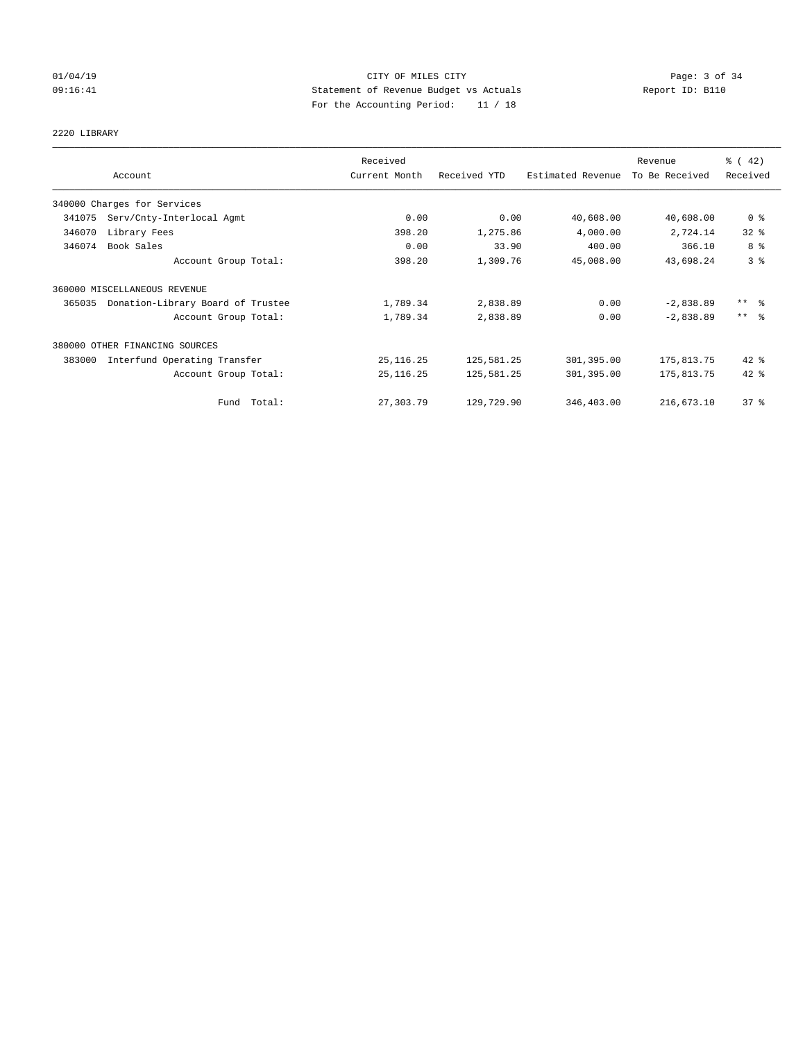CITY OF MILES CITY
Statement of Revenue Budget vs Actuals
For the Accounting Period: 11 / 18

01/04/19
09:16:41

Report ID: B110

2220 LIBRARY

| Account | Received Current Month | Received YTD | Estimated Revenue | Revenue To Be Received | % ( 42) Received |
|---|---|---|---|---|---|
| 340000 Charges for Services | | | | | |
| 341075 Serv/Cnty-Interlocal Agmt | 0.00 | 0.00 | 40,608.00 | 40,608.00 | 0 % |
| 346070 Library Fees | 398.20 | 1,275.86 | 4,000.00 | 2,724.14 | 32 % |
| 346074 Book Sales | 0.00 | 33.90 | 400.00 | 366.10 | 8 % |
| Account Group Total: | 398.20 | 1,309.76 | 45,008.00 | 43,698.24 | 3 % |
| 360000 MISCELLANEOUS REVENUE | | | | | |
| 365035 Donation-Library Board of Trustee | 1,789.34 | 2,838.89 | 0.00 | -2,838.89 | ** % |
| Account Group Total: | 1,789.34 | 2,838.89 | 0.00 | -2,838.89 | ** % |
| 380000 OTHER FINANCING SOURCES | | | | | |
| 383000 Interfund Operating Transfer | 25,116.25 | 125,581.25 | 301,395.00 | 175,813.75 | 42 % |
| Account Group Total: | 25,116.25 | 125,581.25 | 301,395.00 | 175,813.75 | 42 % |
| Fund Total: | 27,303.79 | 129,729.90 | 346,403.00 | 216,673.10 | 37 % |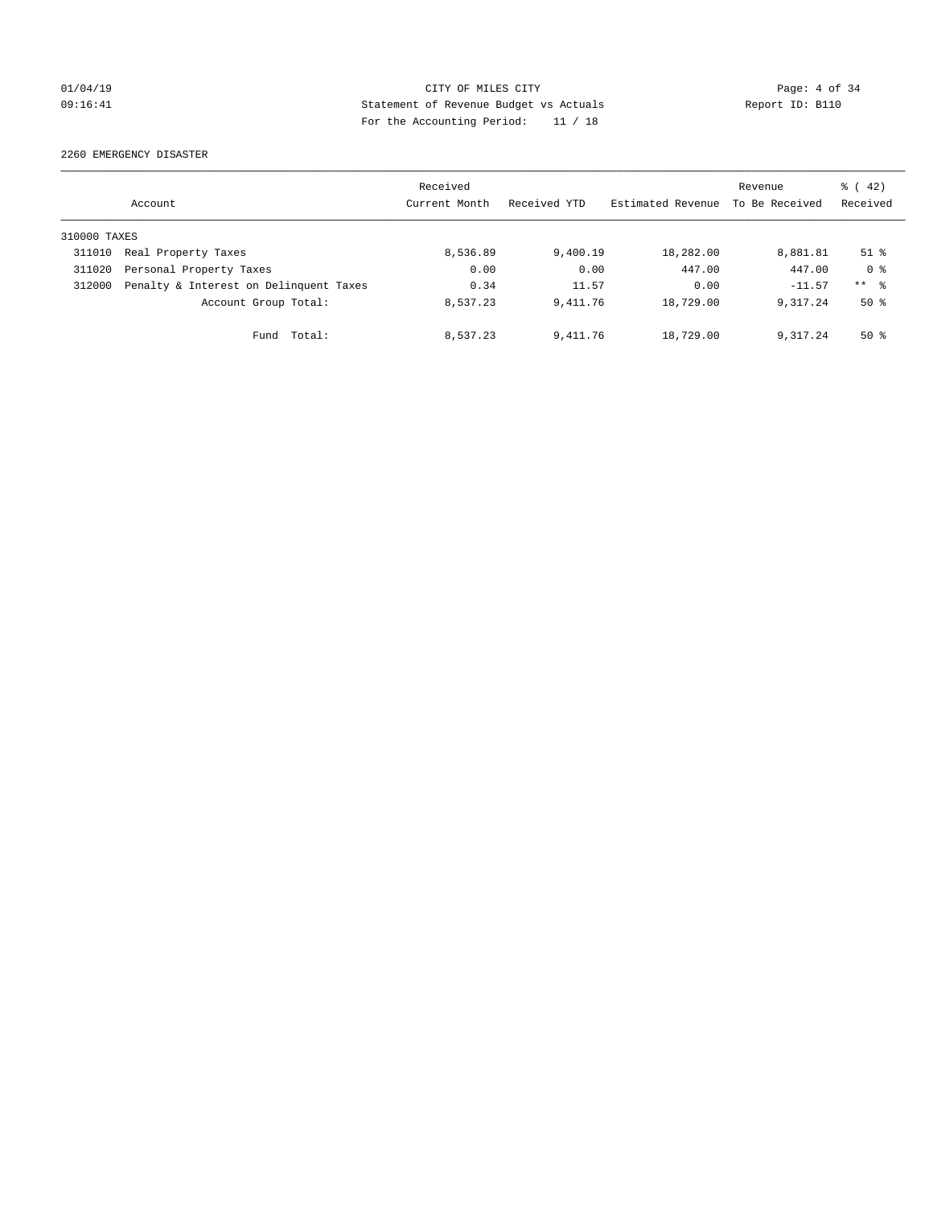CITY OF MILES CITY
Statement of Revenue Budget vs Actuals
For the Accounting Period: 11 / 18

01/04/19
09:16:41

Report ID: B110

2260 EMERGENCY DISASTER

| Account | | Received Current Month | Received YTD | Estimated Revenue | Revenue To Be Received | % ( 42) Received |
|---|---|---|---|---|---|---|
| 310000 TAXES | | | | | | |
| 311010 | Real Property Taxes | 8,536.89 | 9,400.19 | 18,282.00 | 8,881.81 | 51 % |
| 311020 | Personal Property Taxes | 0.00 | 0.00 | 447.00 | 447.00 | 0 % |
| 312000 | Penalty & Interest on Delinquent Taxes | 0.34 | 11.57 | 0.00 | -11.57 | ** % |
| | Account Group Total: | 8,537.23 | 9,411.76 | 18,729.00 | 9,317.24 | 50 % |
| | Fund Total: | 8,537.23 | 9,411.76 | 18,729.00 | 9,317.24 | 50 % |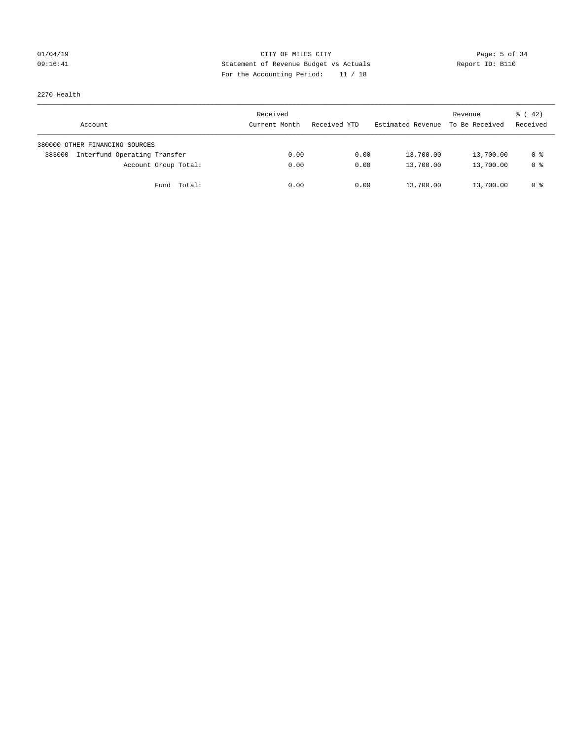CITY OF MILES CITY
Statement of Revenue Budget vs Actuals
For the Accounting Period: 11 / 18

01/04/19
09:16:41

Report ID: B110

2270 Health

| Account | Received Current Month | Received YTD | Estimated Revenue | Revenue To Be Received | % ( 42) Received |
|---|---|---|---|---|---|
| 380000 OTHER FINANCING SOURCES | | | | | |
| 383000 Interfund Operating Transfer | 0.00 | 0.00 | 13,700.00 | 13,700.00 | 0 % |
| Account Group Total: | 0.00 | 0.00 | 13,700.00 | 13,700.00 | 0 % |
| Fund Total: | 0.00 | 0.00 | 13,700.00 | 13,700.00 | 0 % |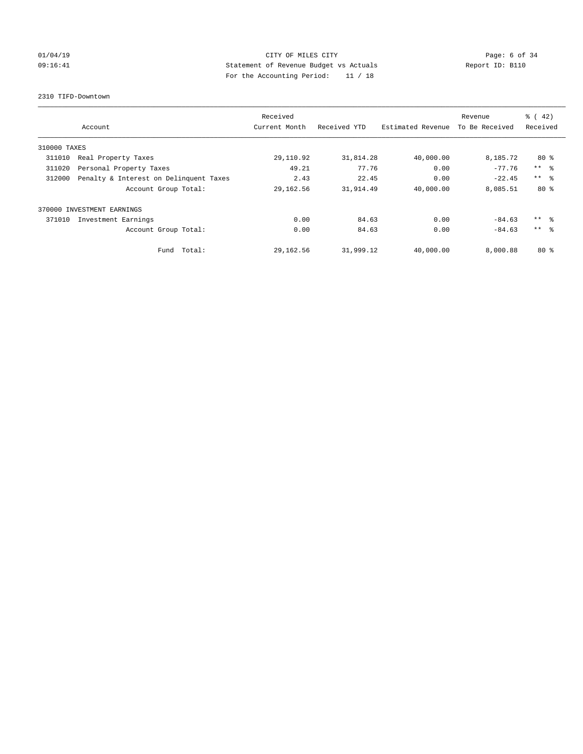CITY OF MILES CITY
Statement of Revenue Budget vs Actuals
For the Accounting Period: 11 / 18

2310 TIFD-Downtown

| Account | | Received Current Month | Received YTD | Estimated Revenue | Revenue To Be Received | % ( 42) Received |
|---|---|---|---|---|---|---|
| 310000 TAXES | | | | | | |
| 311010 | Real Property Taxes | 29,110.92 | 31,814.28 | 40,000.00 | 8,185.72 | 80 % |
| 311020 | Personal Property Taxes | 49.21 | 77.76 | 0.00 | -77.76 | ** % |
| 312000 | Penalty & Interest on Delinquent Taxes | 2.43 | 22.45 | 0.00 | -22.45 | ** % |
| | Account Group Total: | 29,162.56 | 31,914.49 | 40,000.00 | 8,085.51 | 80 % |
| 370000 INVESTMENT EARNINGS | | | | | | |
| 371010 | Investment Earnings | 0.00 | 84.63 | 0.00 | -84.63 | ** % |
| | Account Group Total: | 0.00 | 84.63 | 0.00 | -84.63 | ** % |
| | Fund Total: | 29,162.56 | 31,999.12 | 40,000.00 | 8,000.88 | 80 % |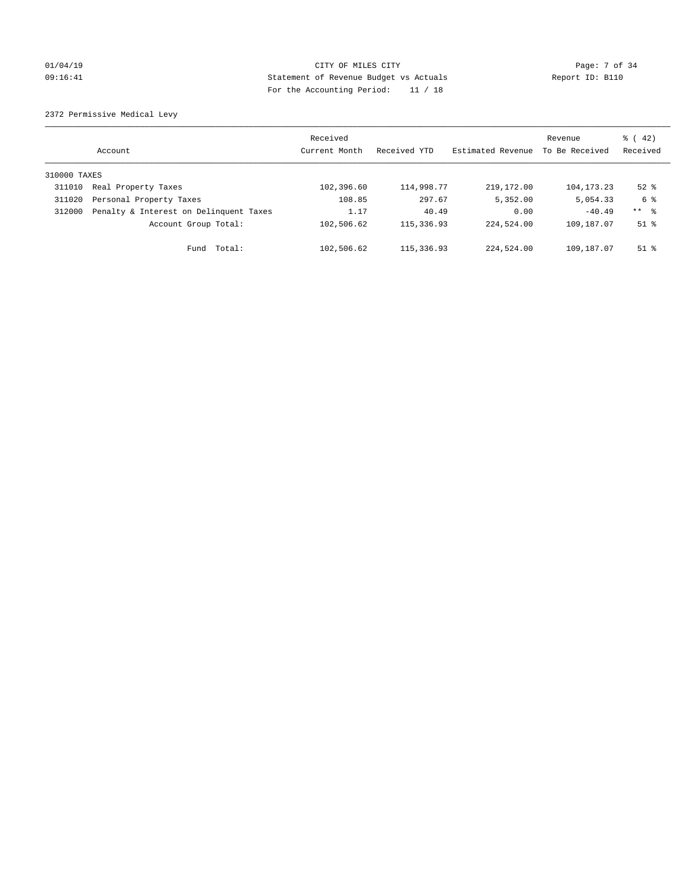CITY OF MILES CITY
Statement of Revenue Budget vs Actuals
For the Accounting Period: 11 / 18

2372 Permissive Medical Levy

| Account | Received Current Month | Received YTD | Estimated Revenue | Revenue To Be Received | % ( 42) Received |
|---|---|---|---|---|---|
| 310000 TAXES | | | | | |
| 311010 Real Property Taxes | 102,396.60 | 114,998.77 | 219,172.00 | 104,173.23 | 52 % |
| 311020 Personal Property Taxes | 108.85 | 297.67 | 5,352.00 | 5,054.33 | 6 % |
| 312000 Penalty & Interest on Delinquent Taxes | 1.17 | 40.49 | 0.00 | -40.49 | ** % |
| Account Group Total: | 102,506.62 | 115,336.93 | 224,524.00 | 109,187.07 | 51 % |
| Fund Total: | 102,506.62 | 115,336.93 | 224,524.00 | 109,187.07 | 51 % |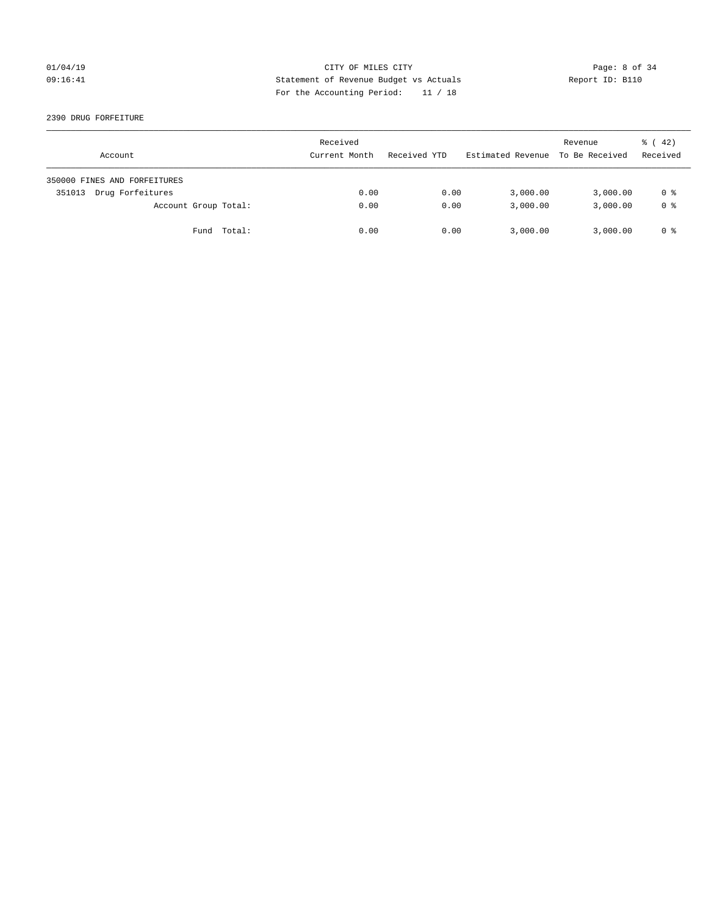2390 DRUG FORFEITURE

| Account | Received Current Month | Received YTD | Estimated Revenue | Revenue To Be Received | % ( 42) Received |
|---|---|---|---|---|---|
| 350000 FINES AND FORFEITURES | | | | | |
| 351013 Drug Forfeitures | 0.00 | 0.00 | 3,000.00 | 3,000.00 | 0 % |
| Account Group Total: | 0.00 | 0.00 | 3,000.00 | 3,000.00 | 0 % |
| Fund Total: | 0.00 | 0.00 | 3,000.00 | 3,000.00 | 0 % |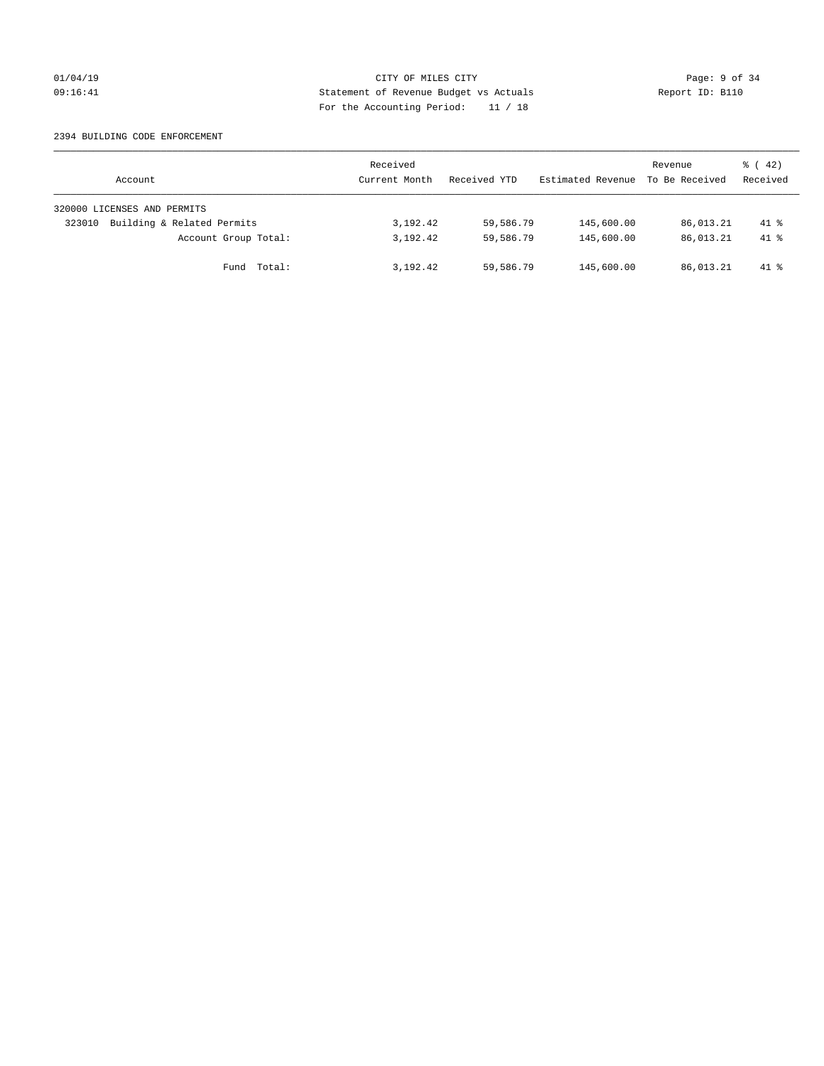CITY OF MILES CITY
Statement of Revenue Budget vs Actuals
For the Accounting Period: 11 / 18

01/04/19
09:16:41

Report ID: B110

2394 BUILDING CODE ENFORCEMENT

| Account | Received Current Month | Received YTD | Estimated Revenue | Revenue To Be Received | % ( 42) Received |
|---|---|---|---|---|---|
| 320000 LICENSES AND PERMITS | | | | | |
| 323010 Building & Related Permits | 3,192.42 | 59,586.79 | 145,600.00 | 86,013.21 | 41 % |
| Account Group Total: | 3,192.42 | 59,586.79 | 145,600.00 | 86,013.21 | 41 % |
| Fund Total: | 3,192.42 | 59,586.79 | 145,600.00 | 86,013.21 | 41 % |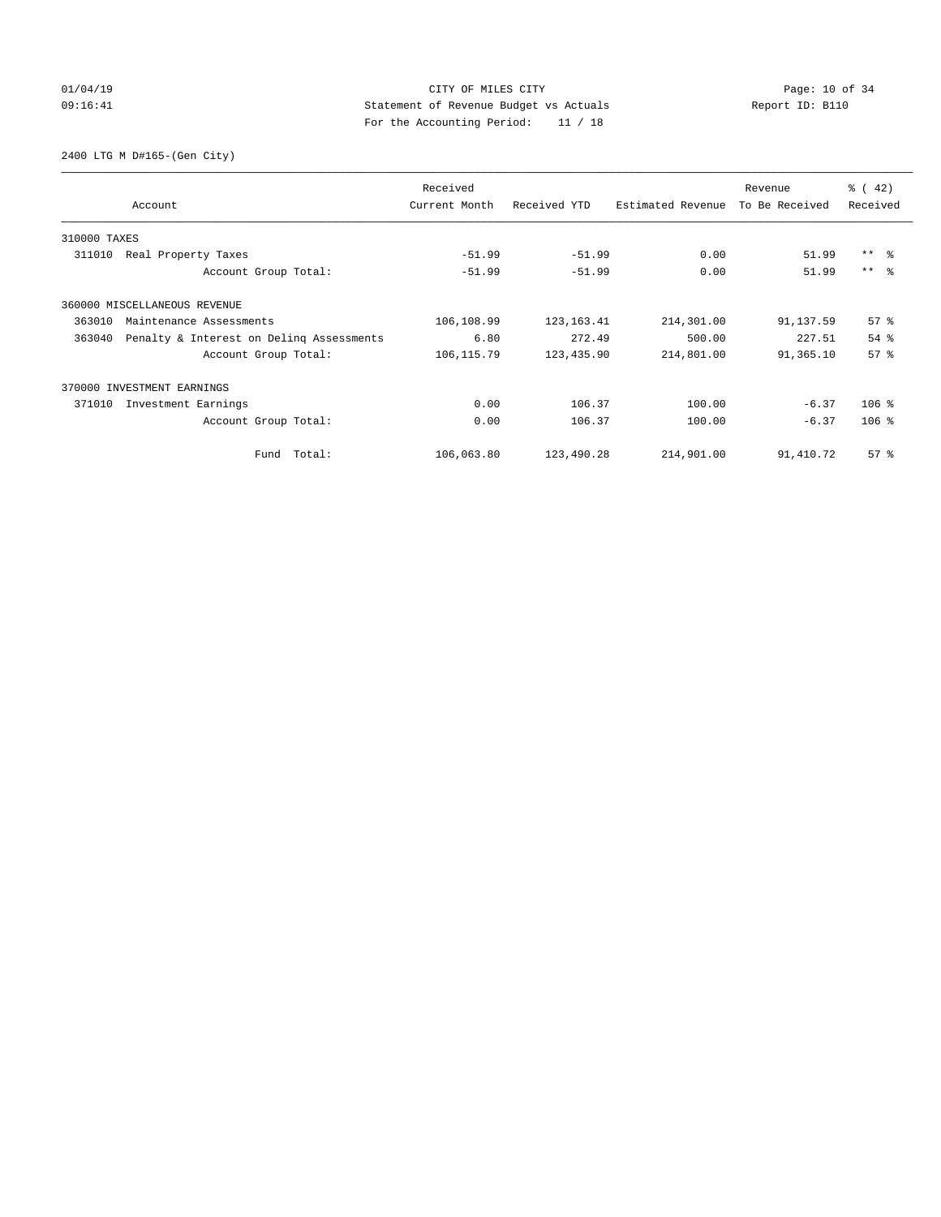CITY OF MILES CITY
Statement of Revenue Budget vs Actuals
For the Accounting Period: 11 / 18

01/04/19 09:16:41 — Report ID: B110

2400 LTG M D#165-(Gen City)

| Account | Received Current Month | Received YTD | Estimated Revenue | Revenue To Be Received | % ( 42) Received |
|---|---|---|---|---|---|
| **310000 TAXES** | | | | | |
| 311010 Real Property Taxes | -51.99 | -51.99 | 0.00 | 51.99 | ** % |
| Account Group Total: | -51.99 | -51.99 | 0.00 | 51.99 | ** % |
| **360000 MISCELLANEOUS REVENUE** | | | | | |
| 363010 Maintenance Assessments | 106,108.99 | 123,163.41 | 214,301.00 | 91,137.59 | 57 % |
| 363040 Penalty & Interest on Delinq Assessments | 6.80 | 272.49 | 500.00 | 227.51 | 54 % |
| Account Group Total: | 106,115.79 | 123,435.90 | 214,801.00 | 91,365.10 | 57 % |
| **370000 INVESTMENT EARNINGS** | | | | | |
| 371010 Investment Earnings | 0.00 | 106.37 | 100.00 | -6.37 | 106 % |
| Account Group Total: | 0.00 | 106.37 | 100.00 | -6.37 | 106 % |
| Fund Total: | 106,063.80 | 123,490.28 | 214,901.00 | 91,410.72 | 57 % |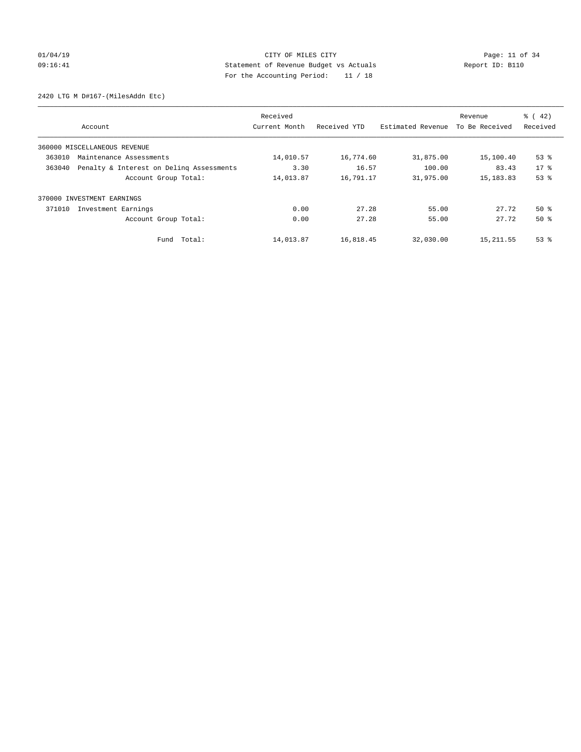CITY OF MILES CITY
Statement of Revenue Budget vs Actuals
For the Accounting Period: 11 / 18

01/04/19
09:16:41

Report ID: B110

2420 LTG M D#167-(MilesAddn Etc)

| Account | Received Current Month | Received YTD | Estimated Revenue | Revenue To Be Received | % ( 42) Received |
|---|---|---|---|---|---|
| 360000 MISCELLANEOUS REVENUE | | | | | |
| 363010 Maintenance Assessments | 14,010.57 | 16,774.60 | 31,875.00 | 15,100.40 | 53 % |
| 363040 Penalty & Interest on Delinq Assessments | 3.30 | 16.57 | 100.00 | 83.43 | 17 % |
| Account Group Total: | 14,013.87 | 16,791.17 | 31,975.00 | 15,183.83 | 53 % |
| 370000 INVESTMENT EARNINGS | | | | | |
| 371010 Investment Earnings | 0.00 | 27.28 | 55.00 | 27.72 | 50 % |
| Account Group Total: | 0.00 | 27.28 | 55.00 | 27.72 | 50 % |
| Fund Total: | 14,013.87 | 16,818.45 | 32,030.00 | 15,211.55 | 53 % |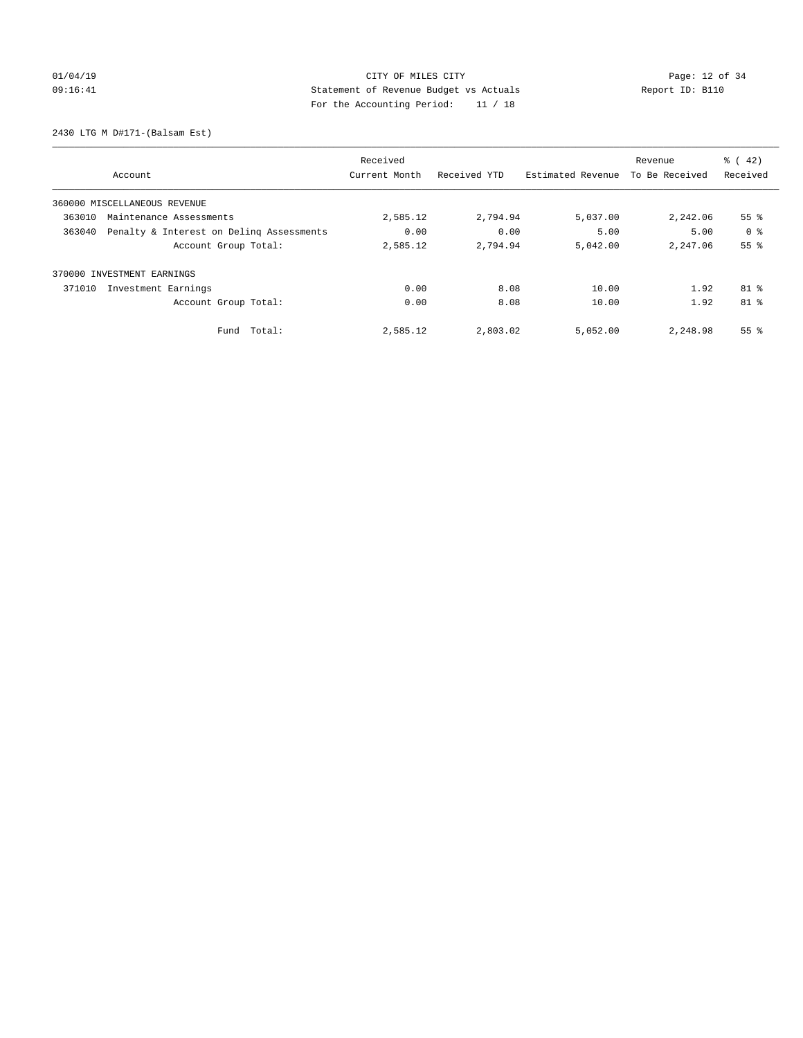CITY OF MILES CITY
Statement of Revenue Budget vs Actuals
For the Accounting Period: 11 / 18

01/04/19
09:16:41

Report ID: B110

2430 LTG M D#171-(Balsam Est)

| Account | Received Current Month | Received YTD | Estimated Revenue | Revenue To Be Received | % ( 42) Received |
|---|---|---|---|---|---|
| 360000 MISCELLANEOUS REVENUE | | | | | |
| 363010 Maintenance Assessments | 2,585.12 | 2,794.94 | 5,037.00 | 2,242.06 | 55 % |
| 363040 Penalty & Interest on Delinq Assessments | 0.00 | 0.00 | 5.00 | 5.00 | 0 % |
| Account Group Total: | 2,585.12 | 2,794.94 | 5,042.00 | 2,247.06 | 55 % |
| 370000 INVESTMENT EARNINGS | | | | | |
| 371010 Investment Earnings | 0.00 | 8.08 | 10.00 | 1.92 | 81 % |
| Account Group Total: | 0.00 | 8.08 | 10.00 | 1.92 | 81 % |
| Fund Total: | 2,585.12 | 2,803.02 | 5,052.00 | 2,248.98 | 55 % |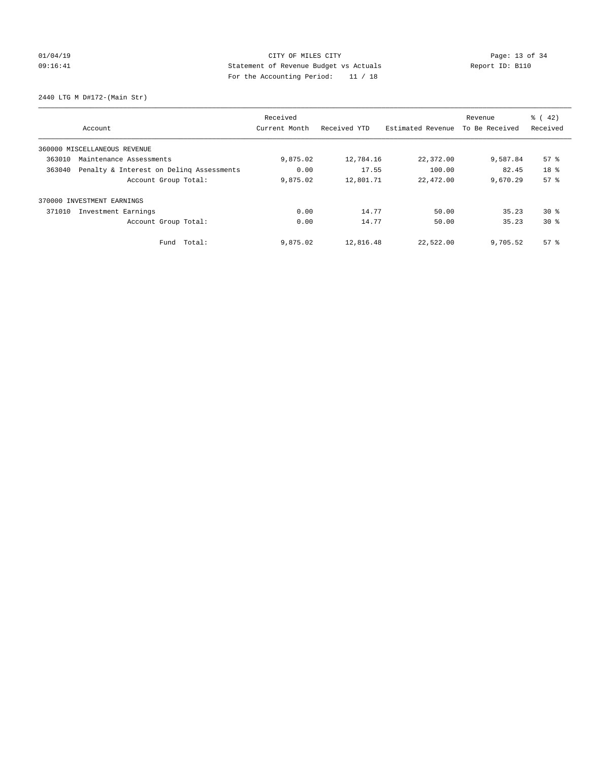01/04/19 CITY OF MILES CITY
09:16:41 Statement of Revenue Budget vs Actuals Report ID: B110
For the Accounting Period: 11 / 18

2440 LTG M D#172-(Main Str)

| Account | Received Current Month | Received YTD | Estimated Revenue | Revenue To Be Received | % ( 42) Received |
|---|---|---|---|---|---|
| 360000 MISCELLANEOUS REVENUE | | | | | |
| 363010 Maintenance Assessments | 9,875.02 | 12,784.16 | 22,372.00 | 9,587.84 | 57 % |
| 363040 Penalty & Interest on Delinq Assessments | 0.00 | 17.55 | 100.00 | 82.45 | 18 % |
| Account Group Total: | 9,875.02 | 12,801.71 | 22,472.00 | 9,670.29 | 57 % |
| 370000 INVESTMENT EARNINGS | | | | | |
| 371010 Investment Earnings | 0.00 | 14.77 | 50.00 | 35.23 | 30 % |
| Account Group Total: | 0.00 | 14.77 | 50.00 | 35.23 | 30 % |
| Fund Total: | 9,875.02 | 12,816.48 | 22,522.00 | 9,705.52 | 57 % |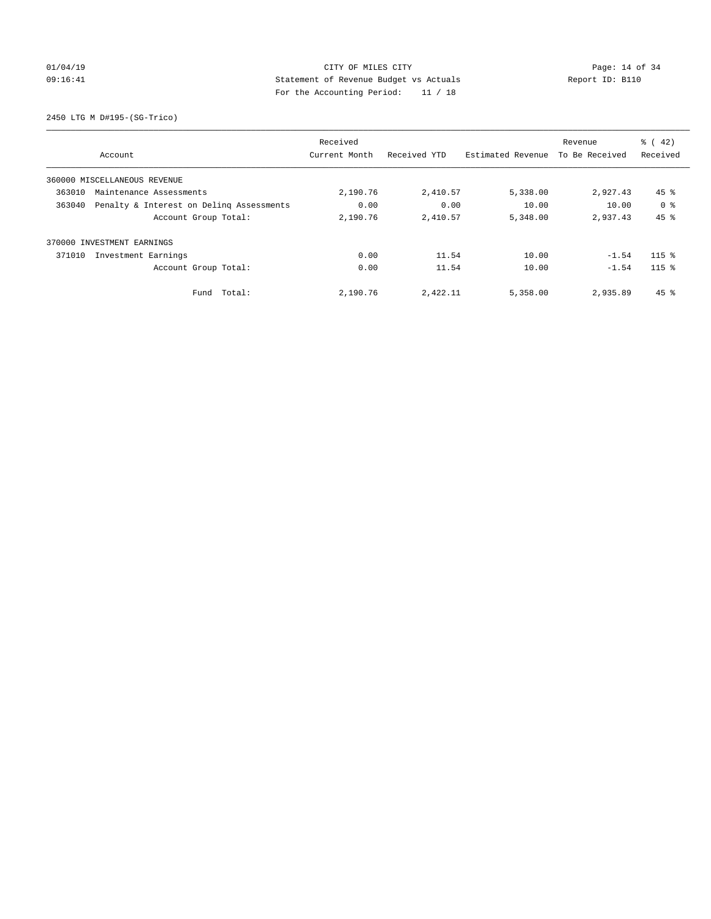CITY OF MILES CITY

Statement of Revenue Budget vs Actuals

For the Accounting Period: 11 / 18

Report ID: B110

01/04/19 09:16:41

2450 LTG M D#195-(SG-Trico)

| Account | Received Current Month | Received YTD | Estimated Revenue | Revenue To Be Received | % ( 42) Received |
|---|---|---|---|---|---|
| 360000 MISCELLANEOUS REVENUE | | | | | |
| 363010 Maintenance Assessments | 2,190.76 | 2,410.57 | 5,338.00 | 2,927.43 | 45 % |
| 363040 Penalty & Interest on Delinq Assessments | 0.00 | 0.00 | 10.00 | 10.00 | 0 % |
| Account Group Total: | 2,190.76 | 2,410.57 | 5,348.00 | 2,937.43 | 45 % |
| 370000 INVESTMENT EARNINGS | | | | | |
| 371010 Investment Earnings | 0.00 | 11.54 | 10.00 | -1.54 | 115 % |
| Account Group Total: | 0.00 | 11.54 | 10.00 | -1.54 | 115 % |
| Fund Total: | 2,190.76 | 2,422.11 | 5,358.00 | 2,935.89 | 45 % |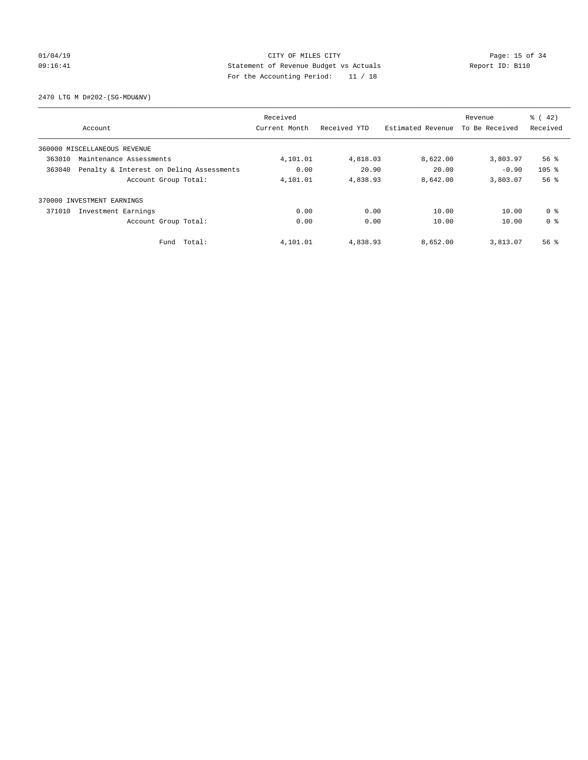CITY OF MILES CITY
Statement of Revenue Budget vs Actuals
For the Accounting Period: 11 / 18

01/04/19
09:16:41

Report ID: B110

2470 LTG M D#202-(SG-MDU&NV)

| Account | | Received Current Month | Received YTD | Estimated Revenue | Revenue To Be Received | % ( 42) Received |
|---|---|---|---|---|---|---|
| 360000 MISCELLANEOUS REVENUE | | | | | | |
| 363010 | Maintenance Assessments | 4,101.01 | 4,818.03 | 8,622.00 | 3,803.97 | 56 % |
| 363040 | Penalty & Interest on Delinq Assessments | 0.00 | 20.90 | 20.00 | -0.90 | 105 % |
| | Account Group Total: | 4,101.01 | 4,838.93 | 8,642.00 | 3,803.07 | 56 % |
| 370000 INVESTMENT EARNINGS | | | | | | |
| 371010 | Investment Earnings | 0.00 | 0.00 | 10.00 | 10.00 | 0 % |
| | Account Group Total: | 0.00 | 0.00 | 10.00 | 10.00 | 0 % |
| | Fund Total: | 4,101.01 | 4,838.93 | 8,652.00 | 3,813.07 | 56 % |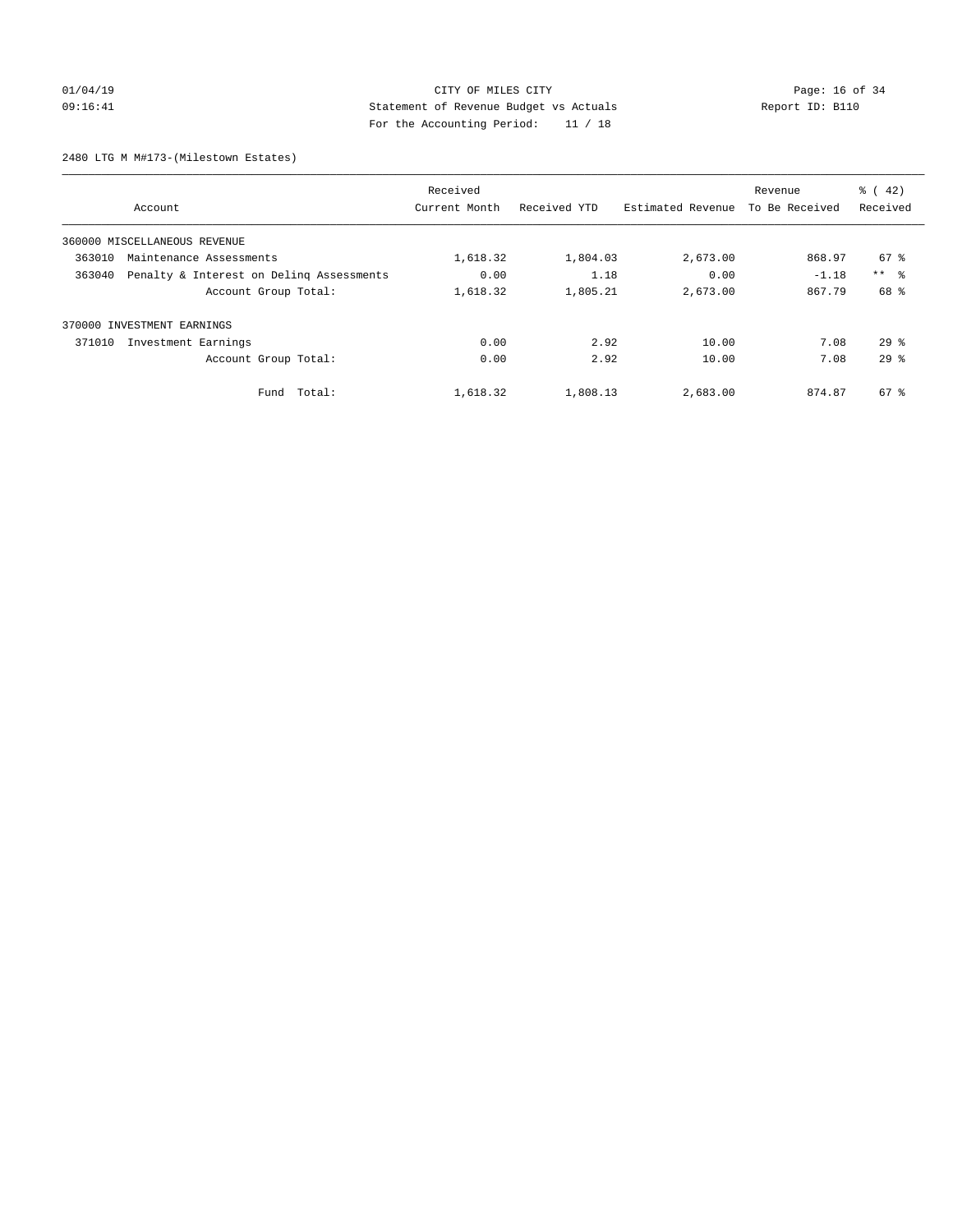CITY OF MILES CITY
Statement of Revenue Budget vs Actuals
For the Accounting Period: 11 / 18

2480 LTG M M#173-(Milestown Estates)

| Account | Received Current Month | Received YTD | Estimated Revenue | Revenue To Be Received | % ( 42) Received |
|---|---|---|---|---|---|
| 360000 MISCELLANEOUS REVENUE | | | | | |
| 363010 Maintenance Assessments | 1,618.32 | 1,804.03 | 2,673.00 | 868.97 | 67 % |
| 363040 Penalty & Interest on Delinq Assessments | 0.00 | 1.18 | 0.00 | -1.18 | ** % |
| Account Group Total: | 1,618.32 | 1,805.21 | 2,673.00 | 867.79 | 68 % |
| 370000 INVESTMENT EARNINGS | | | | | |
| 371010 Investment Earnings | 0.00 | 2.92 | 10.00 | 7.08 | 29 % |
| Account Group Total: | 0.00 | 2.92 | 10.00 | 7.08 | 29 % |
| Fund Total: | 1,618.32 | 1,808.13 | 2,683.00 | 874.87 | 67 % |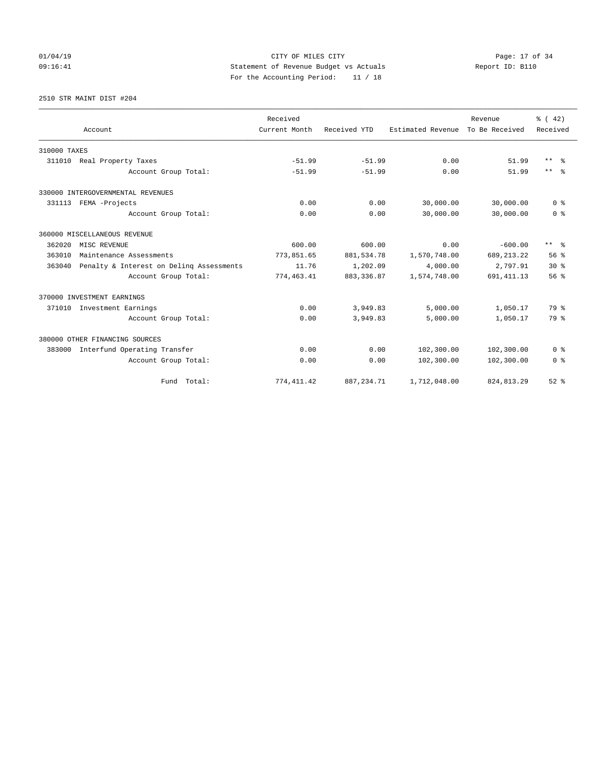CITY OF MILES CITY
Statement of Revenue Budget vs Actuals
For the Accounting Period: 11 / 18

01/04/19
09:16:41

Report ID: B110

2510 STR MAINT DIST #204

| Account | Received Current Month | Received YTD | Estimated Revenue | Revenue To Be Received | % ( 42) Received |
|---|---|---|---|---|---|
| 310000 TAXES | | | | | |
| 311010 Real Property Taxes | -51.99 | -51.99 | 0.00 | 51.99 | ** % |
| Account Group Total: | -51.99 | -51.99 | 0.00 | 51.99 | ** % |
| 330000 INTERGOVERNMENTAL REVENUES | | | | | |
| 331113 FEMA -Projects | 0.00 | 0.00 | 30,000.00 | 30,000.00 | 0 % |
| Account Group Total: | 0.00 | 0.00 | 30,000.00 | 30,000.00 | 0 % |
| 360000 MISCELLANEOUS REVENUE | | | | | |
| 362020 MISC REVENUE | 600.00 | 600.00 | 0.00 | -600.00 | ** % |
| 363010 Maintenance Assessments | 773,851.65 | 881,534.78 | 1,570,748.00 | 689,213.22 | 56 % |
| 363040 Penalty & Interest on Delinq Assessments | 11.76 | 1,202.09 | 4,000.00 | 2,797.91 | 30 % |
| Account Group Total: | 774,463.41 | 883,336.87 | 1,574,748.00 | 691,411.13 | 56 % |
| 370000 INVESTMENT EARNINGS | | | | | |
| 371010 Investment Earnings | 0.00 | 3,949.83 | 5,000.00 | 1,050.17 | 79 % |
| Account Group Total: | 0.00 | 3,949.83 | 5,000.00 | 1,050.17 | 79 % |
| 380000 OTHER FINANCING SOURCES | | | | | |
| 383000 Interfund Operating Transfer | 0.00 | 0.00 | 102,300.00 | 102,300.00 | 0 % |
| Account Group Total: | 0.00 | 0.00 | 102,300.00 | 102,300.00 | 0 % |
| Fund Total: | 774,411.42 | 887,234.71 | 1,712,048.00 | 824,813.29 | 52 % |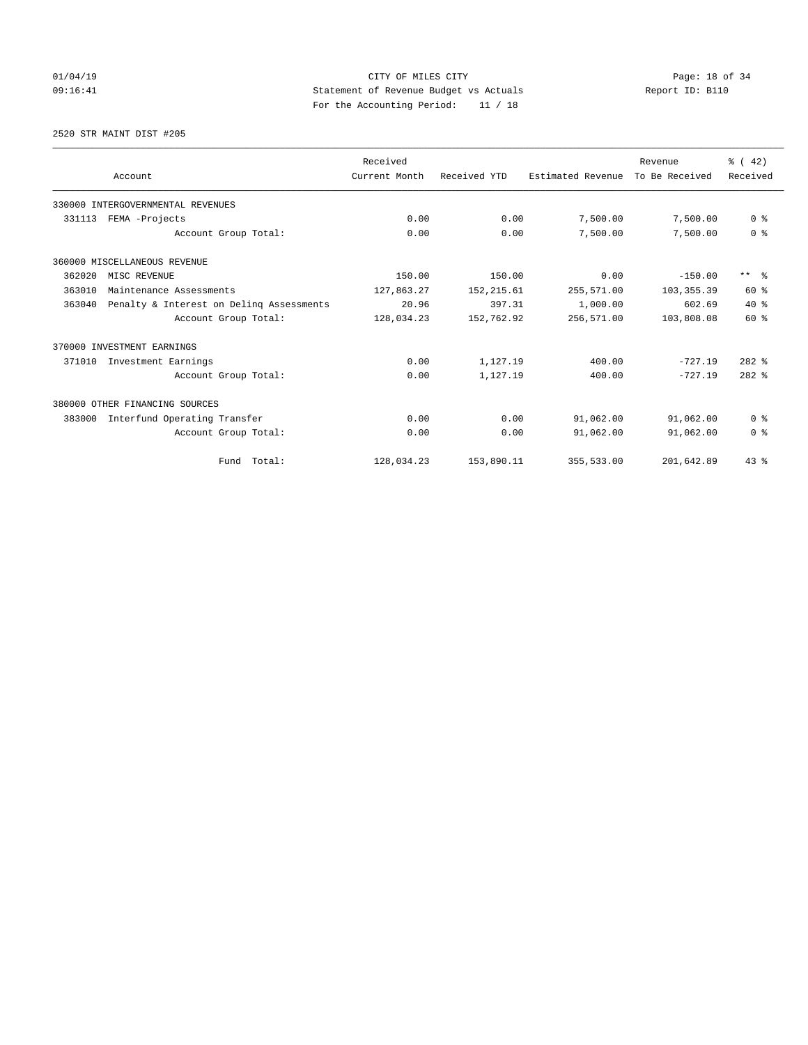CITY OF MILES CITY
Statement of Revenue Budget vs Actuals
For the Accounting Period: 11 / 18

01/04/19
09:16:41

Report ID: B110

2520 STR MAINT DIST #205

| Account | Received Current Month | Received YTD | Estimated Revenue | Revenue To Be Received | % ( 42) Received |
|---|---|---|---|---|---|
| 330000 INTERGOVERNMENTAL REVENUES | | | | | |
| 331113 FEMA -Projects | 0.00 | 0.00 | 7,500.00 | 7,500.00 | 0 % |
| Account Group Total: | 0.00 | 0.00 | 7,500.00 | 7,500.00 | 0 % |
| 360000 MISCELLANEOUS REVENUE | | | | | |
| 362020 MISC REVENUE | 150.00 | 150.00 | 0.00 | -150.00 | ** % |
| 363010 Maintenance Assessments | 127,863.27 | 152,215.61 | 255,571.00 | 103,355.39 | 60 % |
| 363040 Penalty & Interest on Delinq Assessments | 20.96 | 397.31 | 1,000.00 | 602.69 | 40 % |
| Account Group Total: | 128,034.23 | 152,762.92 | 256,571.00 | 103,808.08 | 60 % |
| 370000 INVESTMENT EARNINGS | | | | | |
| 371010 Investment Earnings | 0.00 | 1,127.19 | 400.00 | -727.19 | 282 % |
| Account Group Total: | 0.00 | 1,127.19 | 400.00 | -727.19 | 282 % |
| 380000 OTHER FINANCING SOURCES | | | | | |
| 383000 Interfund Operating Transfer | 0.00 | 0.00 | 91,062.00 | 91,062.00 | 0 % |
| Account Group Total: | 0.00 | 0.00 | 91,062.00 | 91,062.00 | 0 % |
| Fund Total: | 128,034.23 | 153,890.11 | 355,533.00 | 201,642.89 | 43 % |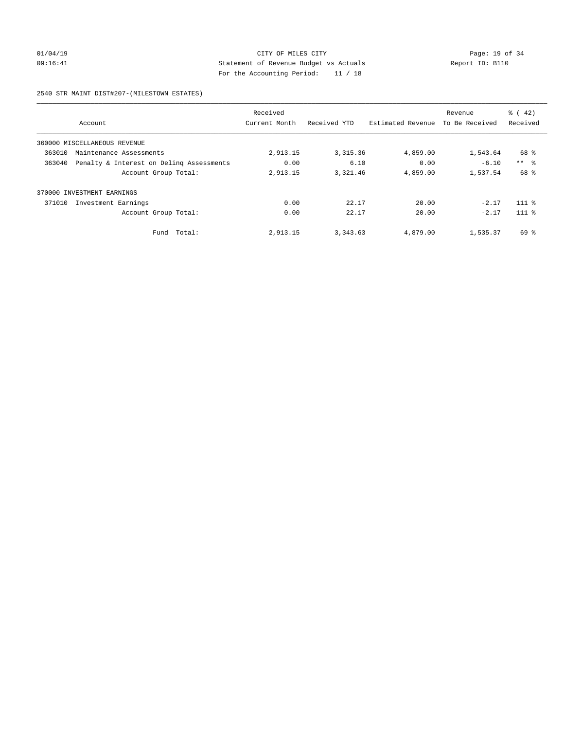CITY OF MILES CITY
Statement of Revenue Budget vs Actuals
For the Accounting Period: 11 / 18

01/04/19
09:16:41

Report ID: B110

2540 STR MAINT DIST#207-(MILESTOWN ESTATES)

| Account | Received Current Month | Received YTD | Estimated Revenue | Revenue To Be Received | % ( 42) Received |
|---|---|---|---|---|---|
| 360000 MISCELLANEOUS REVENUE | | | | | |
| 363010 Maintenance Assessments | 2,913.15 | 3,315.36 | 4,859.00 | 1,543.64 | 68 % |
| 363040 Penalty & Interest on Delinq Assessments | 0.00 | 6.10 | 0.00 | -6.10 | ** % |
| Account Group Total: | 2,913.15 | 3,321.46 | 4,859.00 | 1,537.54 | 68 % |
| 370000 INVESTMENT EARNINGS | | | | | |
| 371010 Investment Earnings | 0.00 | 22.17 | 20.00 | -2.17 | 111 % |
| Account Group Total: | 0.00 | 22.17 | 20.00 | -2.17 | 111 % |
| Fund Total: | 2,913.15 | 3,343.63 | 4,879.00 | 1,535.37 | 69 % |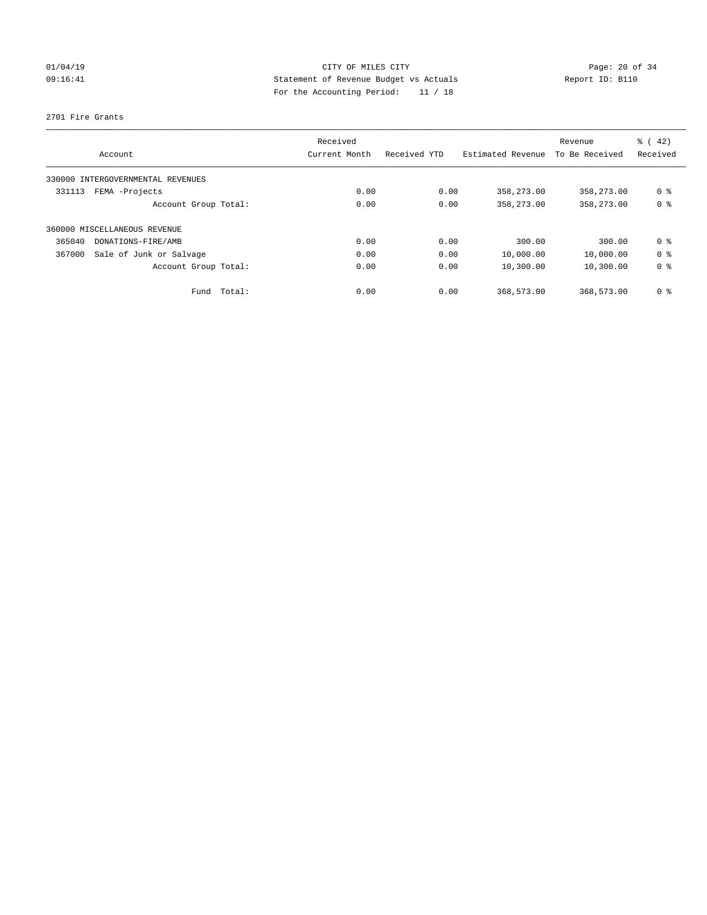CITY OF MILES CITY
Statement of Revenue Budget vs Actuals
For the Accounting Period: 11 / 18

01/04/19
09:16:41

Report ID: B110

2701 Fire Grants

| Account | Received Current Month | Received YTD | Estimated Revenue | Revenue To Be Received | % ( 42) Received |
|---|---|---|---|---|---|
| 330000 INTERGOVERNMENTAL REVENUES | | | | | |
| 331113 FEMA -Projects | 0.00 | 0.00 | 358,273.00 | 358,273.00 | 0 % |
| Account Group Total: | 0.00 | 0.00 | 358,273.00 | 358,273.00 | 0 % |
| 360000 MISCELLANEOUS REVENUE | | | | | |
| 365040 DONATIONS-FIRE/AMB | 0.00 | 0.00 | 300.00 | 300.00 | 0 % |
| 367000 Sale of Junk or Salvage | 0.00 | 0.00 | 10,000.00 | 10,000.00 | 0 % |
| Account Group Total: | 0.00 | 0.00 | 10,300.00 | 10,300.00 | 0 % |
| Fund Total: | 0.00 | 0.00 | 368,573.00 | 368,573.00 | 0 % |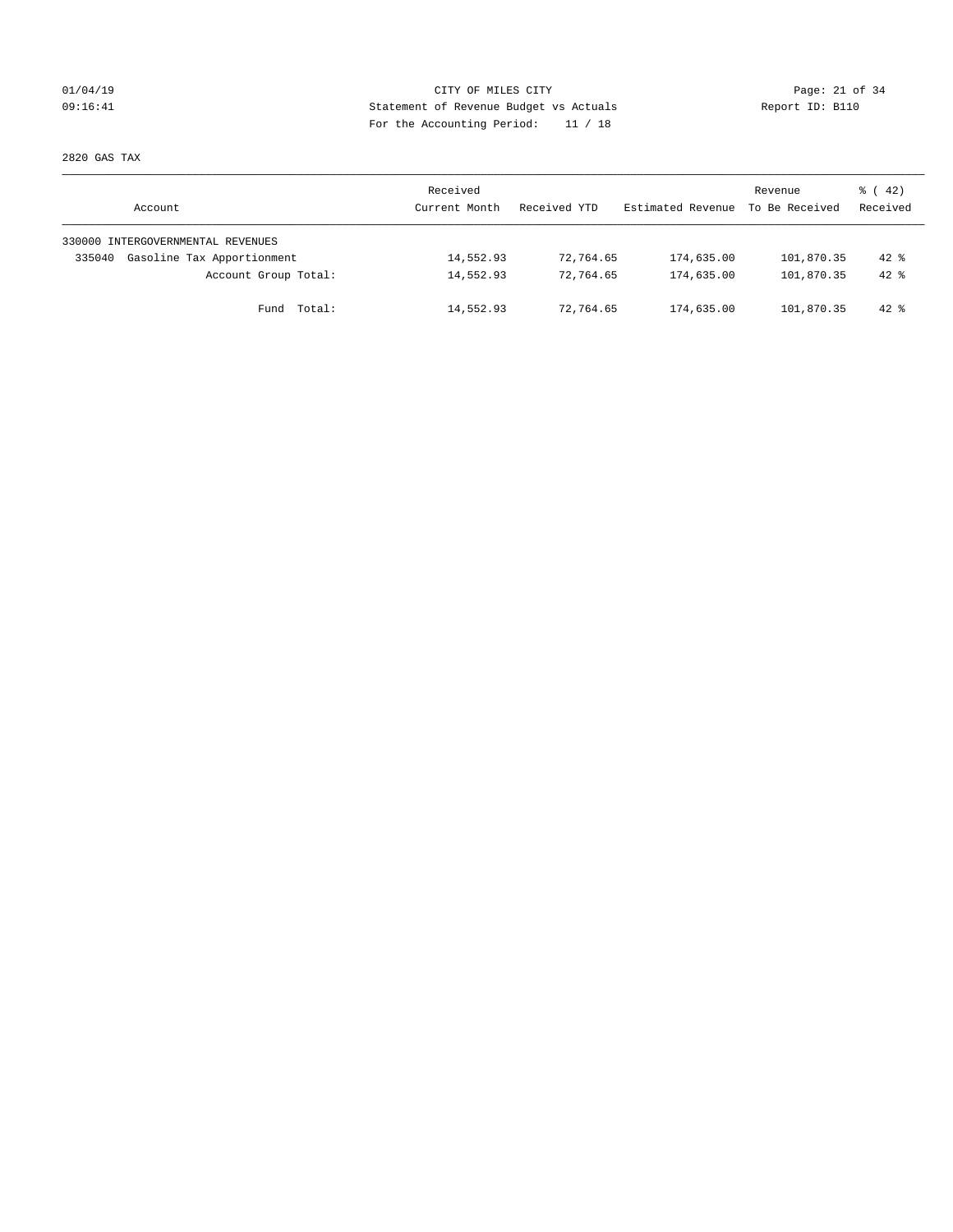CITY OF MILES CITY
Statement of Revenue Budget vs Actuals
For the Accounting Period: 11 / 18

01/04/19
09:16:41

Report ID: B110

2820 GAS TAX

| Account | Received Current Month | Received YTD | Estimated Revenue | Revenue To Be Received | % ( 42) Received |
|---|---|---|---|---|---|
| 330000 INTERGOVERNMENTAL REVENUES | | | | | |
| 335040 Gasoline Tax Apportionment | 14,552.93 | 72,764.65 | 174,635.00 | 101,870.35 | 42 % |
| Account Group Total: | 14,552.93 | 72,764.65 | 174,635.00 | 101,870.35 | 42 % |
| Fund Total: | 14,552.93 | 72,764.65 | 174,635.00 | 101,870.35 | 42 % |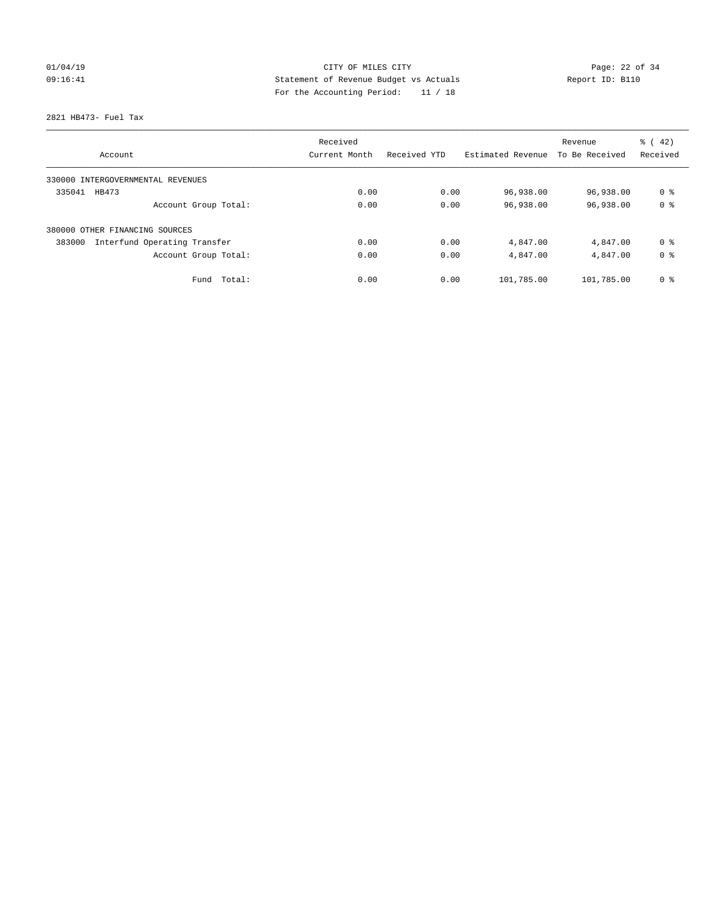CITY OF MILES CITY
Statement of Revenue Budget vs Actuals
For the Accounting Period: 11 / 18

01/04/19
09:16:41

Report ID: B110

2821 HB473- Fuel Tax

| Account | Received Current Month | Received YTD | Estimated Revenue | Revenue To Be Received | % ( 42) Received |
|---|---|---|---|---|---|
| 330000 INTERGOVERNMENTAL REVENUES | | | | | |
| 335041 HB473 | 0.00 | 0.00 | 96,938.00 | 96,938.00 | 0 % |
| Account Group Total: | 0.00 | 0.00 | 96,938.00 | 96,938.00 | 0 % |
| 380000 OTHER FINANCING SOURCES | | | | | |
| 383000 Interfund Operating Transfer | 0.00 | 0.00 | 4,847.00 | 4,847.00 | 0 % |
| Account Group Total: | 0.00 | 0.00 | 4,847.00 | 4,847.00 | 0 % |
| Fund Total: | 0.00 | 0.00 | 101,785.00 | 101,785.00 | 0 % |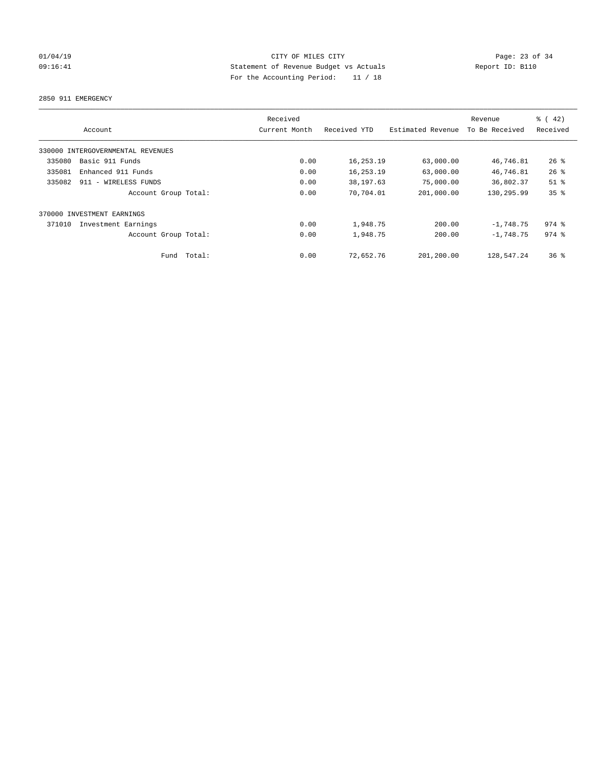CITY OF MILES CITY
Statement of Revenue Budget vs Actuals
For the Accounting Period: 11 / 18

01/04/19 09:16:41 Report ID: B110

2850 911 EMERGENCY

| Account | Received Current Month | Received YTD | Estimated Revenue | Revenue To Be Received | % ( 42) Received |
|---|---|---|---|---|---|
| 330000 INTERGOVERNMENTAL REVENUES | | | | | |
| 335080 Basic 911 Funds | 0.00 | 16,253.19 | 63,000.00 | 46,746.81 | 26 % |
| 335081 Enhanced 911 Funds | 0.00 | 16,253.19 | 63,000.00 | 46,746.81 | 26 % |
| 335082 911 - WIRELESS FUNDS | 0.00 | 38,197.63 | 75,000.00 | 36,802.37 | 51 % |
| Account Group Total: | 0.00 | 70,704.01 | 201,000.00 | 130,295.99 | 35 % |
| 370000 INVESTMENT EARNINGS | | | | | |
| 371010 Investment Earnings | 0.00 | 1,948.75 | 200.00 | -1,748.75 | 974 % |
| Account Group Total: | 0.00 | 1,948.75 | 200.00 | -1,748.75 | 974 % |
| Fund Total: | 0.00 | 72,652.76 | 201,200.00 | 128,547.24 | 36 % |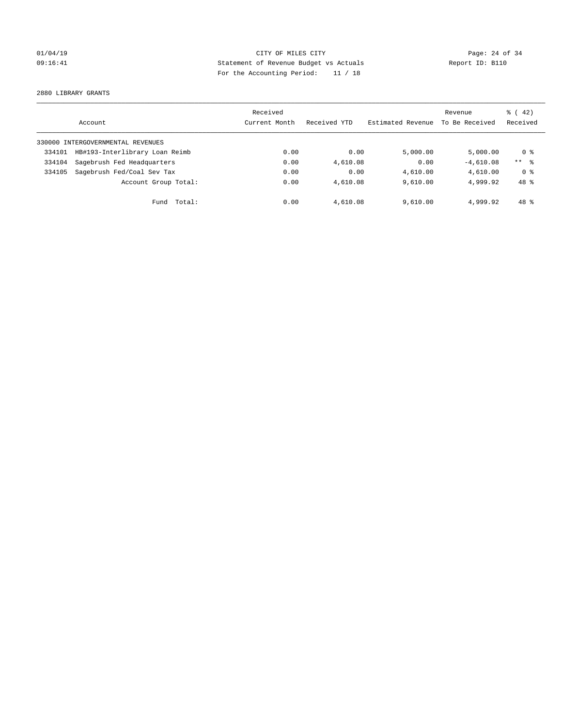CITY OF MILES CITY
Statement of Revenue Budget vs Actuals
For the Accounting Period: 11 / 18

01/04/19
09:16:41

Report ID: B110

2880 LIBRARY GRANTS

| Account | Received Current Month | Received YTD | Estimated Revenue | Revenue To Be Received | % ( 42) Received |
|---|---|---|---|---|---|
| 330000 INTERGOVERNMENTAL REVENUES | | | | | |
| 334101 HB#193-Interlibrary Loan Reimb | 0.00 | 0.00 | 5,000.00 | 5,000.00 | 0 % |
| 334104 Sagebrush Fed Headquarters | 0.00 | 4,610.08 | 0.00 | -4,610.08 | ** % |
| 334105 Sagebrush Fed/Coal Sev Tax | 0.00 | 0.00 | 4,610.00 | 4,610.00 | 0 % |
| Account Group Total: | 0.00 | 4,610.08 | 9,610.00 | 4,999.92 | 48 % |
| Fund Total: | 0.00 | 4,610.08 | 9,610.00 | 4,999.92 | 48 % |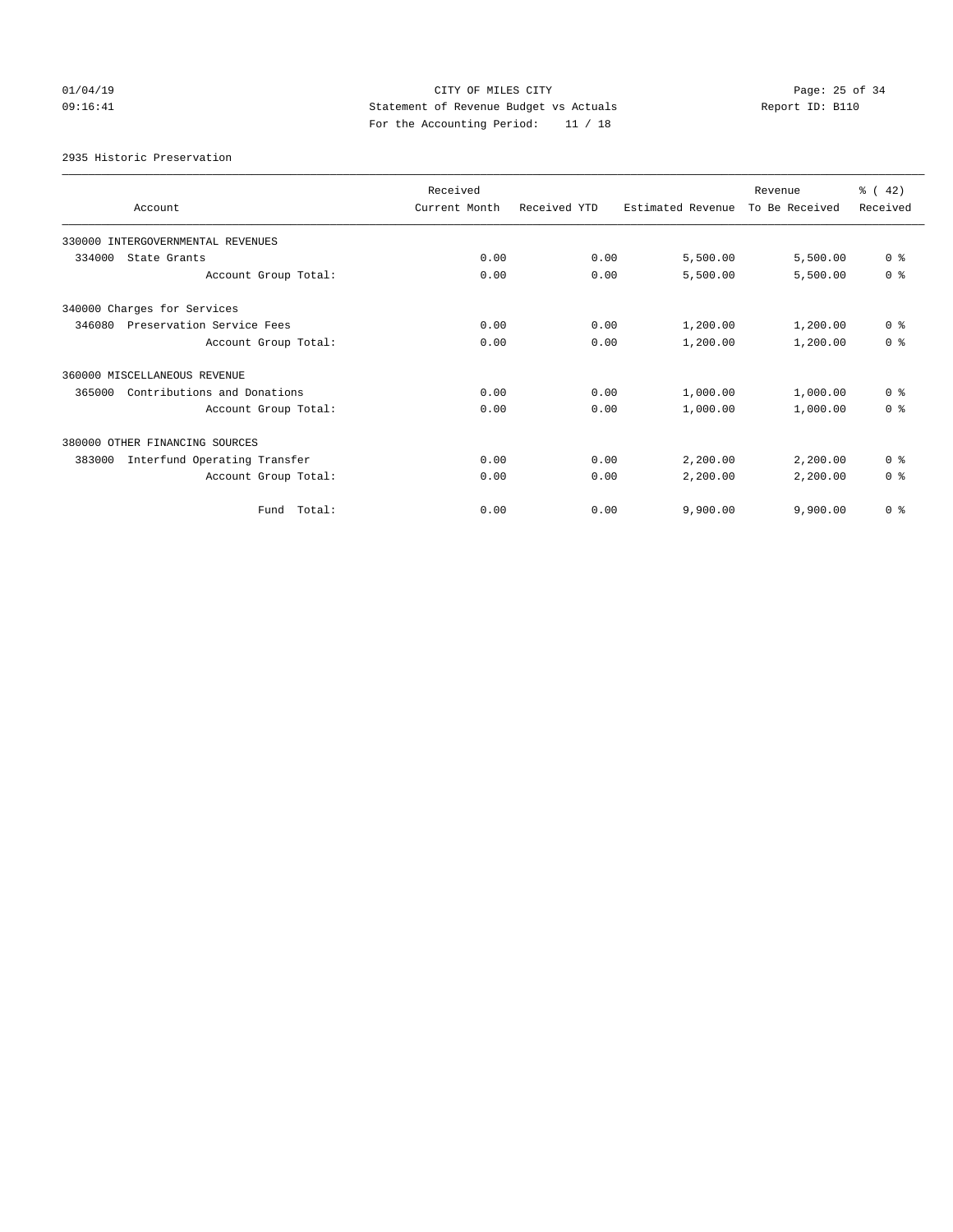CITY OF MILES CITY
Statement of Revenue Budget vs Actuals
For the Accounting Period: 11 / 18

01/04/19
09:16:41

Report ID: B110

2935 Historic Preservation

| Account | Received Current Month | Received YTD | Estimated Revenue | Revenue To Be Received | % ( 42) Received |
|---|---|---|---|---|---|
| 330000 INTERGOVERNMENTAL REVENUES | | | | | |
| 334000 State Grants | 0.00 | 0.00 | 5,500.00 | 5,500.00 | 0 % |
| Account Group Total: | 0.00 | 0.00 | 5,500.00 | 5,500.00 | 0 % |
| 340000 Charges for Services | | | | | |
| 346080 Preservation Service Fees | 0.00 | 0.00 | 1,200.00 | 1,200.00 | 0 % |
| Account Group Total: | 0.00 | 0.00 | 1,200.00 | 1,200.00 | 0 % |
| 360000 MISCELLANEOUS REVENUE | | | | | |
| 365000 Contributions and Donations | 0.00 | 0.00 | 1,000.00 | 1,000.00 | 0 % |
| Account Group Total: | 0.00 | 0.00 | 1,000.00 | 1,000.00 | 0 % |
| 380000 OTHER FINANCING SOURCES | | | | | |
| 383000 Interfund Operating Transfer | 0.00 | 0.00 | 2,200.00 | 2,200.00 | 0 % |
| Account Group Total: | 0.00 | 0.00 | 2,200.00 | 2,200.00 | 0 % |
| Fund Total: | 0.00 | 0.00 | 9,900.00 | 9,900.00 | 0 % |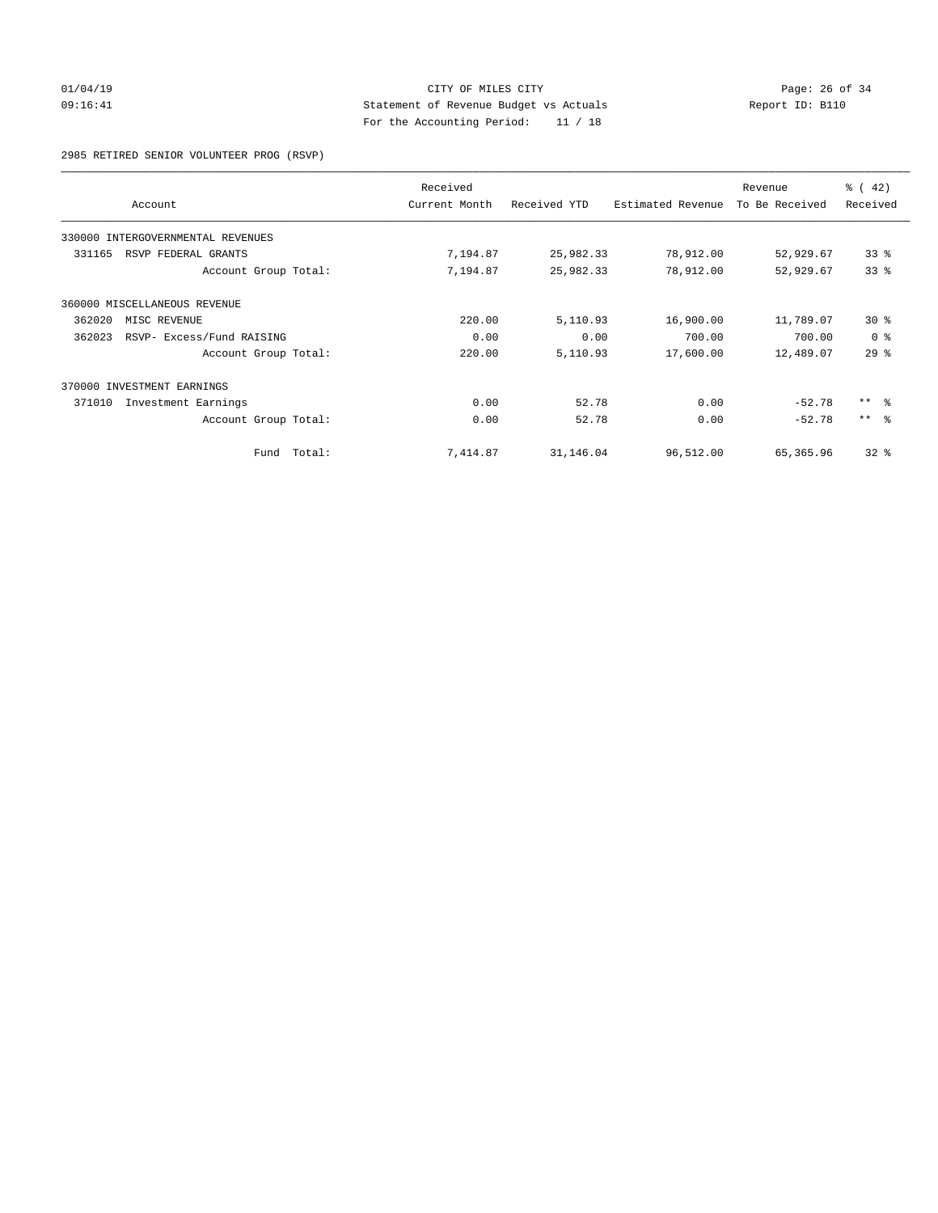CITY OF MILES CITY
Statement of Revenue Budget vs Actuals
For the Accounting Period: 11 / 18

01/04/19
09:16:41

Report ID: B110

2985 RETIRED SENIOR VOLUNTEER PROG (RSVP)

| Account | Received Current Month | Received YTD | Estimated Revenue | Revenue To Be Received | % ( 42) Received |
|---|---|---|---|---|---|
| 330000 INTERGOVERNMENTAL REVENUES | | | | | |
| 331165 RSVP FEDERAL GRANTS | 7,194.87 | 25,982.33 | 78,912.00 | 52,929.67 | 33 % |
| Account Group Total: | 7,194.87 | 25,982.33 | 78,912.00 | 52,929.67 | 33 % |
| 360000 MISCELLANEOUS REVENUE | | | | | |
| 362020 MISC REVENUE | 220.00 | 5,110.93 | 16,900.00 | 11,789.07 | 30 % |
| 362023 RSVP- Excess/Fund RAISING | 0.00 | 0.00 | 700.00 | 700.00 | 0 % |
| Account Group Total: | 220.00 | 5,110.93 | 17,600.00 | 12,489.07 | 29 % |
| 370000 INVESTMENT EARNINGS | | | | | |
| 371010 Investment Earnings | 0.00 | 52.78 | 0.00 | -52.78 | ** % |
| Account Group Total: | 0.00 | 52.78 | 0.00 | -52.78 | ** % |
| Fund Total: | 7,414.87 | 31,146.04 | 96,512.00 | 65,365.96 | 32 % |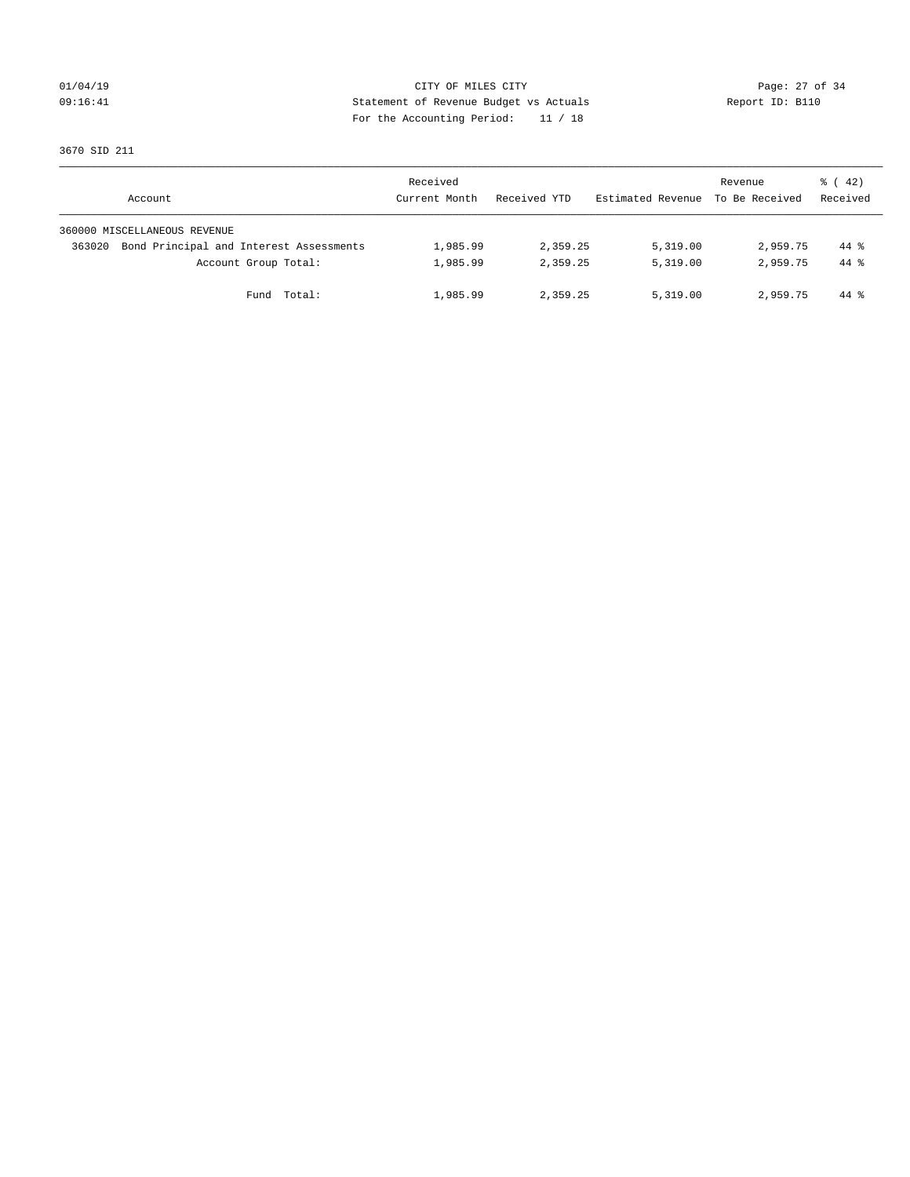CITY OF MILES CITY
Statement of Revenue Budget vs Actuals
For the Accounting Period: 11 / 18

01/04/19
09:16:41

Report ID: B110

3670 SID 211

| Account | Received Current Month | Received YTD | Estimated Revenue | Revenue To Be Received | % ( 42) Received |
|---|---|---|---|---|---|
| 360000 MISCELLANEOUS REVENUE | | | | | |
| 363020 Bond Principal and Interest Assessments | 1,985.99 | 2,359.25 | 5,319.00 | 2,959.75 | 44 % |
| Account Group Total: | 1,985.99 | 2,359.25 | 5,319.00 | 2,959.75 | 44 % |
| Fund Total: | 1,985.99 | 2,359.25 | 5,319.00 | 2,959.75 | 44 % |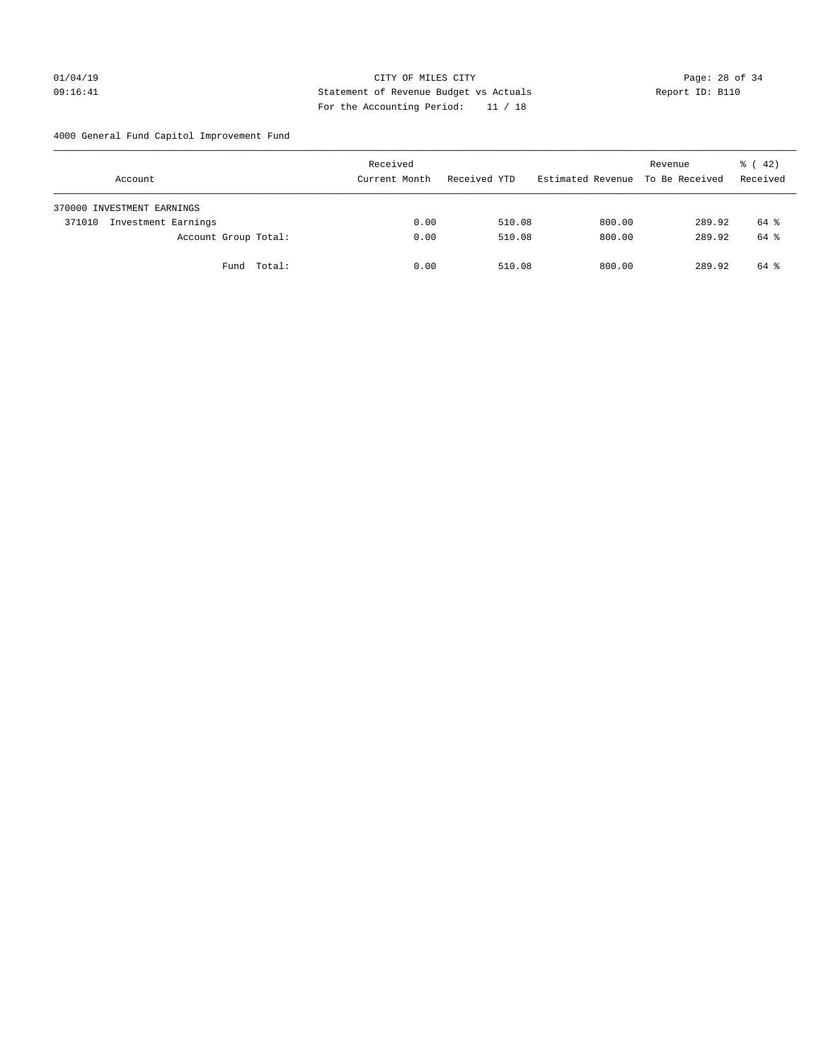4000 General Fund Capitol Improvement Fund

| Account | Received Current Month | Received YTD | Estimated Revenue | Revenue To Be Received | % ( 42) Received |
|---|---|---|---|---|---|
| 370000 INVESTMENT EARNINGS | | | | | |
| 371010 Investment Earnings | 0.00 | 510.08 | 800.00 | 289.92 | 64 % |
| Account Group Total: | 0.00 | 510.08 | 800.00 | 289.92 | 64 % |
| Fund Total: | 0.00 | 510.08 | 800.00 | 289.92 | 64 % |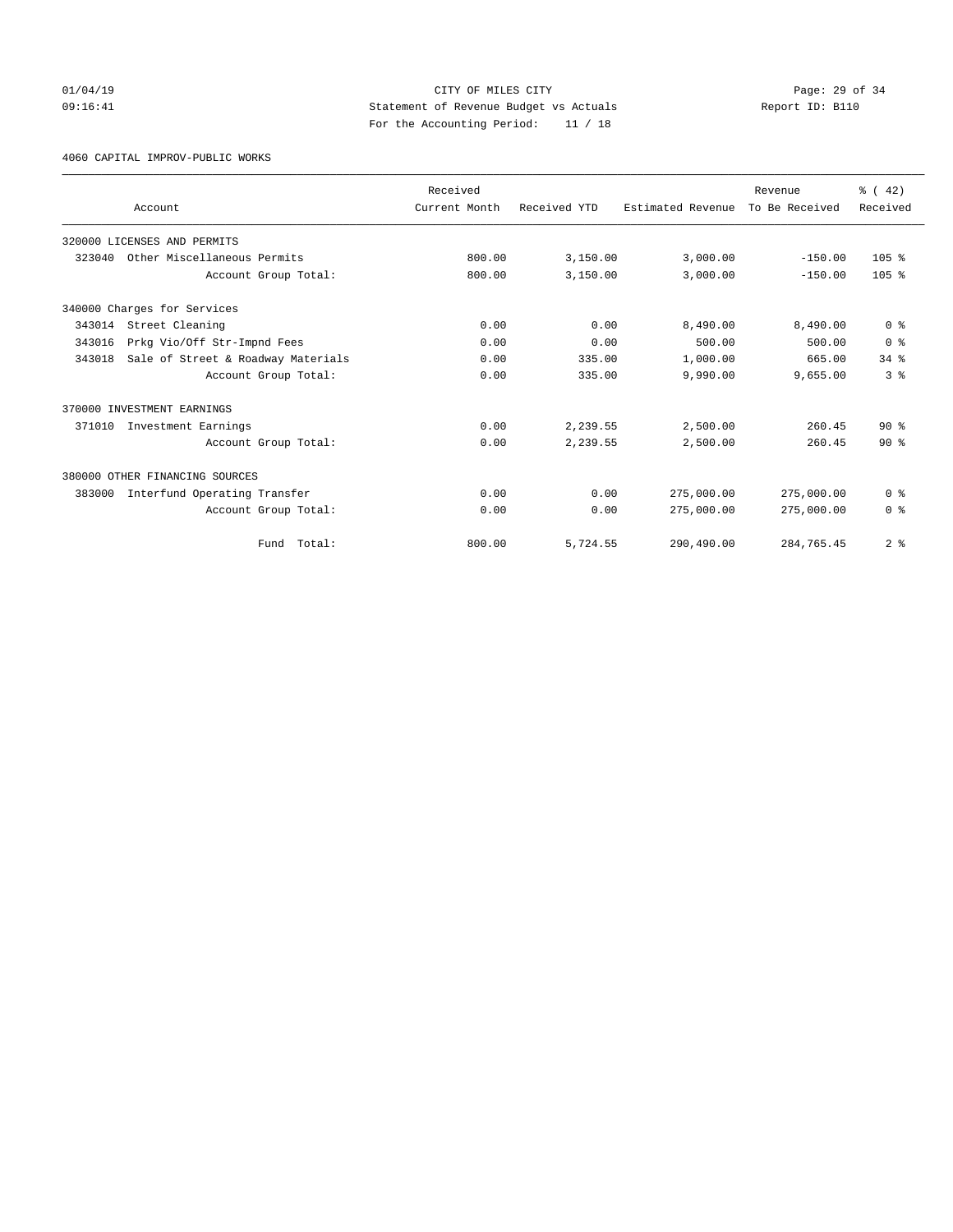CITY OF MILES CITY
Statement of Revenue Budget vs Actuals
For the Accounting Period: 11 / 18

01/04/19
09:16:41

Report ID: B110

4060 CAPITAL IMPROV-PUBLIC WORKS

| Account | Received Current Month | Received YTD | Estimated Revenue | Revenue To Be Received | % ( 42) Received |
|---|---|---|---|---|---|
| 320000 LICENSES AND PERMITS | | | | | |
| 323040 Other Miscellaneous Permits | 800.00 | 3,150.00 | 3,000.00 | -150.00 | 105 % |
| Account Group Total: | 800.00 | 3,150.00 | 3,000.00 | -150.00 | 105 % |
| 340000 Charges for Services | | | | | |
| 343014 Street Cleaning | 0.00 | 0.00 | 8,490.00 | 8,490.00 | 0 % |
| 343016 Prkg Vio/Off Str-Impnd Fees | 0.00 | 0.00 | 500.00 | 500.00 | 0 % |
| 343018 Sale of Street & Roadway Materials | 0.00 | 335.00 | 1,000.00 | 665.00 | 34 % |
| Account Group Total: | 0.00 | 335.00 | 9,990.00 | 9,655.00 | 3 % |
| 370000 INVESTMENT EARNINGS | | | | | |
| 371010 Investment Earnings | 0.00 | 2,239.55 | 2,500.00 | 260.45 | 90 % |
| Account Group Total: | 0.00 | 2,239.55 | 2,500.00 | 260.45 | 90 % |
| 380000 OTHER FINANCING SOURCES | | | | | |
| 383000 Interfund Operating Transfer | 0.00 | 0.00 | 275,000.00 | 275,000.00 | 0 % |
| Account Group Total: | 0.00 | 0.00 | 275,000.00 | 275,000.00 | 0 % |
| Fund Total: | 800.00 | 5,724.55 | 290,490.00 | 284,765.45 | 2 % |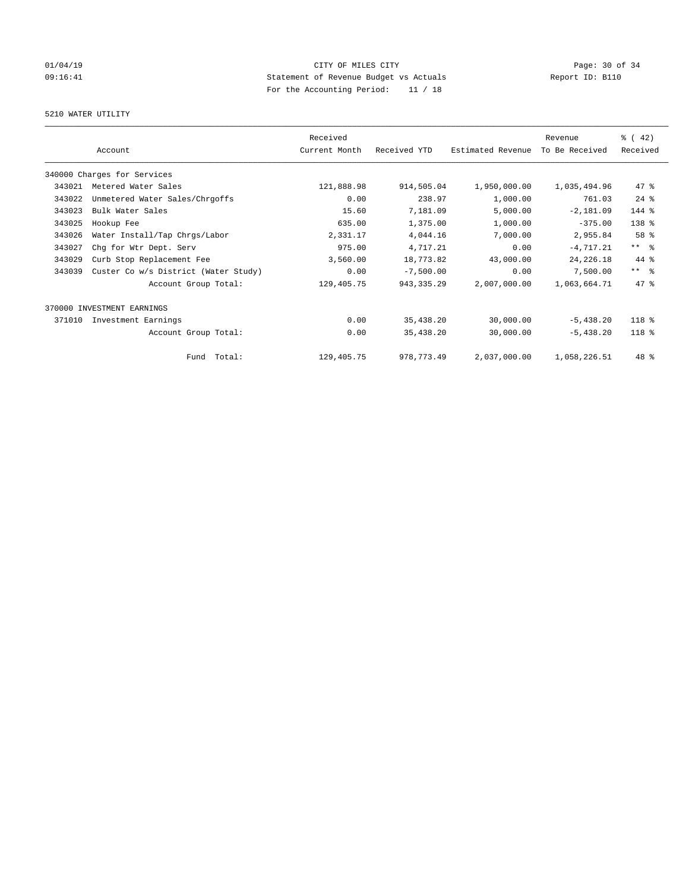CITY OF MILES CITY
Statement of Revenue Budget vs Actuals
For the Accounting Period: 11 / 18

01/04/19
09:16:41

Report ID: B110

5210 WATER UTILITY

| Account | | Received Current Month | Received YTD | Estimated Revenue | Revenue To Be Received | % ( 42) Received |
|---|---|---|---|---|---|---|
| 340000 Charges for Services | | | | | | |
| 343021 | Metered Water Sales | 121,888.98 | 914,505.04 | 1,950,000.00 | 1,035,494.96 | 47 % |
| 343022 | Unmetered Water Sales/Chrgoffs | 0.00 | 238.97 | 1,000.00 | 761.03 | 24 % |
| 343023 | Bulk Water Sales | 15.60 | 7,181.09 | 5,000.00 | -2,181.09 | 144 % |
| 343025 | Hookup Fee | 635.00 | 1,375.00 | 1,000.00 | -375.00 | 138 % |
| 343026 | Water Install/Tap Chrgs/Labor | 2,331.17 | 4,044.16 | 7,000.00 | 2,955.84 | 58 % |
| 343027 | Chg for Wtr Dept. Serv | 975.00 | 4,717.21 | 0.00 | -4,717.21 | ** % |
| 343029 | Curb Stop Replacement Fee | 3,560.00 | 18,773.82 | 43,000.00 | 24,226.18 | 44 % |
| 343039 | Custer Co w/s District (Water Study) | 0.00 | -7,500.00 | 0.00 | 7,500.00 | ** % |
| | Account Group Total: | 129,405.75 | 943,335.29 | 2,007,000.00 | 1,063,664.71 | 47 % |
| 370000 INVESTMENT EARNINGS | | | | | | |
| 371010 | Investment Earnings | 0.00 | 35,438.20 | 30,000.00 | -5,438.20 | 118 % |
| | Account Group Total: | 0.00 | 35,438.20 | 30,000.00 | -5,438.20 | 118 % |
| | Fund Total: | 129,405.75 | 978,773.49 | 2,037,000.00 | 1,058,226.51 | 48 % |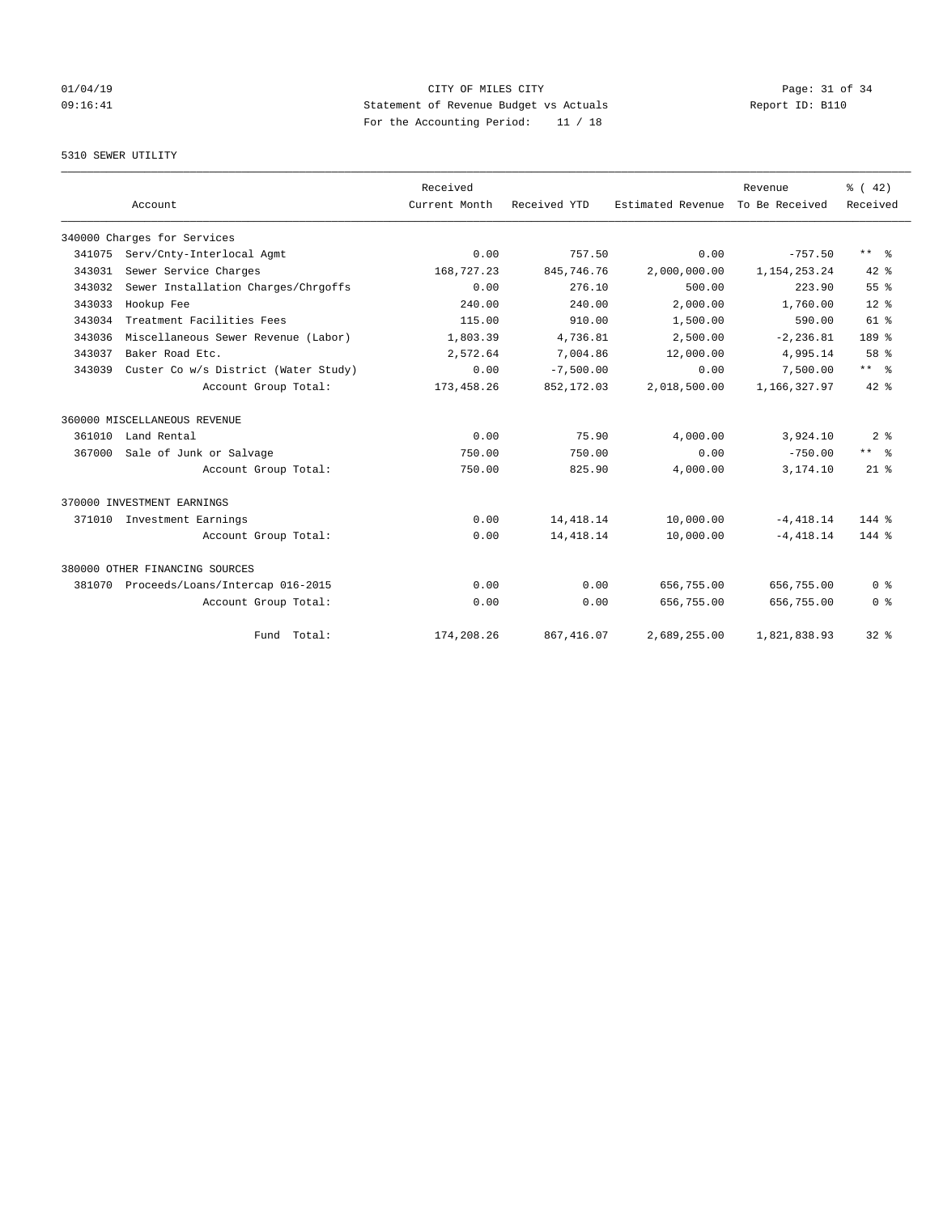CITY OF MILES CITY
Statement of Revenue Budget vs Actuals
For the Accounting Period: 11 / 18

01/04/19
09:16:41

Report ID: B110

5310 SEWER UTILITY

| Account | | Received Current Month | Received YTD | Estimated Revenue | Revenue To Be Received | % ( 42) Received |
|---|---|---|---|---|---|---|
| 340000 Charges for Services | | | | | | |
| 341075 | Serv/Cnty-Interlocal Agmt | 0.00 | 757.50 | 0.00 | -757.50 | ** % |
| 343031 | Sewer Service Charges | 168,727.23 | 845,746.76 | 2,000,000.00 | 1,154,253.24 | 42 % |
| 343032 | Sewer Installation Charges/Chrgoffs | 0.00 | 276.10 | 500.00 | 223.90 | 55 % |
| 343033 | Hookup Fee | 240.00 | 240.00 | 2,000.00 | 1,760.00 | 12 % |
| 343034 | Treatment Facilities Fees | 115.00 | 910.00 | 1,500.00 | 590.00 | 61 % |
| 343036 | Miscellaneous Sewer Revenue (Labor) | 1,803.39 | 4,736.81 | 2,500.00 | -2,236.81 | 189 % |
| 343037 | Baker Road Etc. | 2,572.64 | 7,004.86 | 12,000.00 | 4,995.14 | 58 % |
| 343039 | Custer Co w/s District (Water Study) | 0.00 | -7,500.00 | 0.00 | 7,500.00 | ** % |
| | Account Group Total: | 173,458.26 | 852,172.03 | 2,018,500.00 | 1,166,327.97 | 42 % |
| 360000 MISCELLANEOUS REVENUE | | | | | | |
| 361010 | Land Rental | 0.00 | 75.90 | 4,000.00 | 3,924.10 | 2 % |
| 367000 | Sale of Junk or Salvage | 750.00 | 750.00 | 0.00 | -750.00 | ** % |
| | Account Group Total: | 750.00 | 825.90 | 4,000.00 | 3,174.10 | 21 % |
| 370000 INVESTMENT EARNINGS | | | | | | |
| 371010 | Investment Earnings | 0.00 | 14,418.14 | 10,000.00 | -4,418.14 | 144 % |
| | Account Group Total: | 0.00 | 14,418.14 | 10,000.00 | -4,418.14 | 144 % |
| 380000 OTHER FINANCING SOURCES | | | | | | |
| 381070 | Proceeds/Loans/Intercap 016-2015 | 0.00 | 0.00 | 656,755.00 | 656,755.00 | 0 % |
| | Account Group Total: | 0.00 | 0.00 | 656,755.00 | 656,755.00 | 0 % |
| | Fund Total: | 174,208.26 | 867,416.07 | 2,689,255.00 | 1,821,838.93 | 32 % |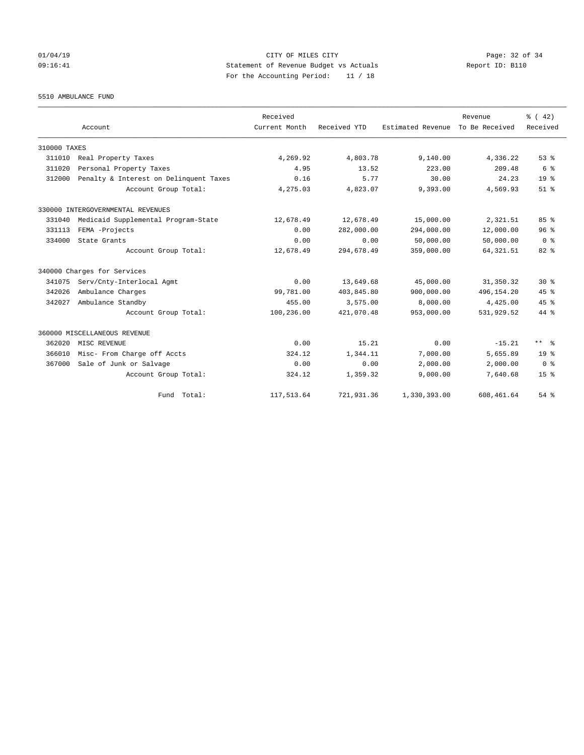CITY OF MILES CITY
Statement of Revenue Budget vs Actuals
For the Accounting Period: 11 / 18

5510 AMBULANCE FUND

| Account | Received Current Month | Received YTD | Estimated Revenue | Revenue To Be Received | % ( 42) Received |
|---|---|---|---|---|---|
| 310000 TAXES | | | | | |
| 311010 Real Property Taxes | 4,269.92 | 4,803.78 | 9,140.00 | 4,336.22 | 53 % |
| 311020 Personal Property Taxes | 4.95 | 13.52 | 223.00 | 209.48 | 6 % |
| 312000 Penalty & Interest on Delinquent Taxes | 0.16 | 5.77 | 30.00 | 24.23 | 19 % |
| Account Group Total: | 4,275.03 | 4,823.07 | 9,393.00 | 4,569.93 | 51 % |
| 330000 INTERGOVERNMENTAL REVENUES | | | | | |
| 331040 Medicaid Supplemental Program-State | 12,678.49 | 12,678.49 | 15,000.00 | 2,321.51 | 85 % |
| 331113 FEMA -Projects | 0.00 | 282,000.00 | 294,000.00 | 12,000.00 | 96 % |
| 334000 State Grants | 0.00 | 0.00 | 50,000.00 | 50,000.00 | 0 % |
| Account Group Total: | 12,678.49 | 294,678.49 | 359,000.00 | 64,321.51 | 82 % |
| 340000 Charges for Services | | | | | |
| 341075 Serv/Cnty-Interlocal Agmt | 0.00 | 13,649.68 | 45,000.00 | 31,350.32 | 30 % |
| 342026 Ambulance Charges | 99,781.00 | 403,845.80 | 900,000.00 | 496,154.20 | 45 % |
| 342027 Ambulance Standby | 455.00 | 3,575.00 | 8,000.00 | 4,425.00 | 45 % |
| Account Group Total: | 100,236.00 | 421,070.48 | 953,000.00 | 531,929.52 | 44 % |
| 360000 MISCELLANEOUS REVENUE | | | | | |
| 362020 MISC REVENUE | 0.00 | 15.21 | 0.00 | -15.21 | ** % |
| 366010 Misc- From Charge off Accts | 324.12 | 1,344.11 | 7,000.00 | 5,655.89 | 19 % |
| 367000 Sale of Junk or Salvage | 0.00 | 0.00 | 2,000.00 | 2,000.00 | 0 % |
| Account Group Total: | 324.12 | 1,359.32 | 9,000.00 | 7,640.68 | 15 % |
| Fund Total: | 117,513.64 | 721,931.36 | 1,330,393.00 | 608,461.64 | 54 % |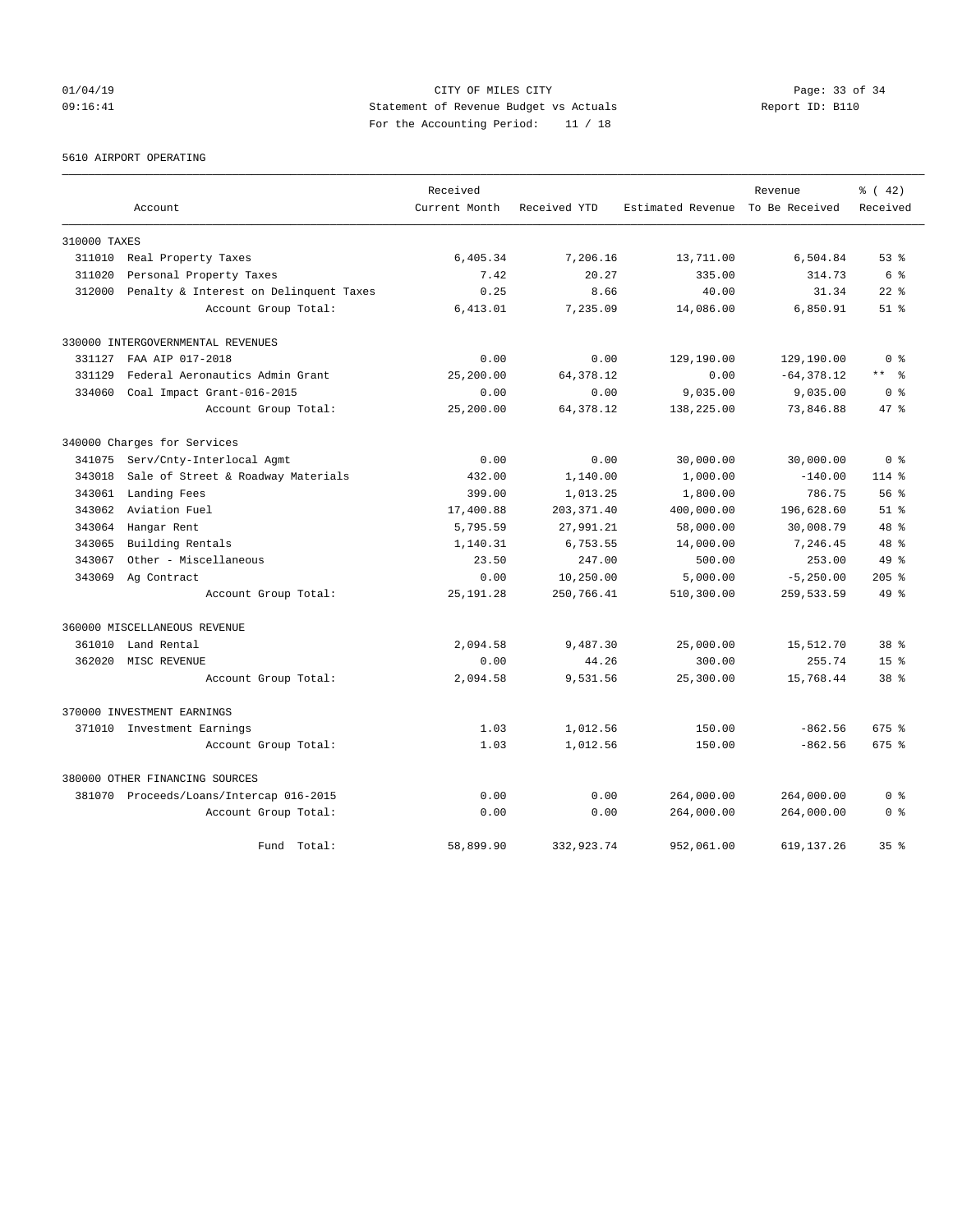01/04/19 CITY OF MILES CITY
09:16:41 Statement of Revenue Budget vs Actuals Report ID: B110
For the Accounting Period: 11 / 18

5610 AIRPORT OPERATING

| Account | Received Current Month | Received YTD | Estimated Revenue | Revenue To Be Received | % ( 42) Received |
|---|---|---|---|---|---|
| **310000 TAXES** | | | | | |
| 311010 Real Property Taxes | 6,405.34 | 7,206.16 | 13,711.00 | 6,504.84 | 53 % |
| 311020 Personal Property Taxes | 7.42 | 20.27 | 335.00 | 314.73 | 6 % |
| 312000 Penalty & Interest on Delinquent Taxes | 0.25 | 8.66 | 40.00 | 31.34 | 22 % |
| Account Group Total: | 6,413.01 | 7,235.09 | 14,086.00 | 6,850.91 | 51 % |
| **330000 INTERGOVERNMENTAL REVENUES** | | | | | |
| 331127 FAA AIP 017-2018 | 0.00 | 0.00 | 129,190.00 | 129,190.00 | 0 % |
| 331129 Federal Aeronautics Admin Grant | 25,200.00 | 64,378.12 | 0.00 | -64,378.12 | ** % |
| 334060 Coal Impact Grant-016-2015 | 0.00 | 0.00 | 9,035.00 | 9,035.00 | 0 % |
| Account Group Total: | 25,200.00 | 64,378.12 | 138,225.00 | 73,846.88 | 47 % |
| **340000 Charges for Services** | | | | | |
| 341075 Serv/Cnty-Interlocal Agmt | 0.00 | 0.00 | 30,000.00 | 30,000.00 | 0 % |
| 343018 Sale of Street & Roadway Materials | 432.00 | 1,140.00 | 1,000.00 | -140.00 | 114 % |
| 343061 Landing Fees | 399.00 | 1,013.25 | 1,800.00 | 786.75 | 56 % |
| 343062 Aviation Fuel | 17,400.88 | 203,371.40 | 400,000.00 | 196,628.60 | 51 % |
| 343064 Hangar Rent | 5,795.59 | 27,991.21 | 58,000.00 | 30,008.79 | 48 % |
| 343065 Building Rentals | 1,140.31 | 6,753.55 | 14,000.00 | 7,246.45 | 48 % |
| 343067 Other - Miscellaneous | 23.50 | 247.00 | 500.00 | 253.00 | 49 % |
| 343069 Ag Contract | 0.00 | 10,250.00 | 5,000.00 | -5,250.00 | 205 % |
| Account Group Total: | 25,191.28 | 250,766.41 | 510,300.00 | 259,533.59 | 49 % |
| **360000 MISCELLANEOUS REVENUE** | | | | | |
| 361010 Land Rental | 2,094.58 | 9,487.30 | 25,000.00 | 15,512.70 | 38 % |
| 362020 MISC REVENUE | 0.00 | 44.26 | 300.00 | 255.74 | 15 % |
| Account Group Total: | 2,094.58 | 9,531.56 | 25,300.00 | 15,768.44 | 38 % |
| **370000 INVESTMENT EARNINGS** | | | | | |
| 371010 Investment Earnings | 1.03 | 1,012.56 | 150.00 | -862.56 | 675 % |
| Account Group Total: | 1.03 | 1,012.56 | 150.00 | -862.56 | 675 % |
| **380000 OTHER FINANCING SOURCES** | | | | | |
| 381070 Proceeds/Loans/Intercap 016-2015 | 0.00 | 0.00 | 264,000.00 | 264,000.00 | 0 % |
| Account Group Total: | 0.00 | 0.00 | 264,000.00 | 264,000.00 | 0 % |
| Fund Total: | 58,899.90 | 332,923.74 | 952,061.00 | 619,137.26 | 35 % |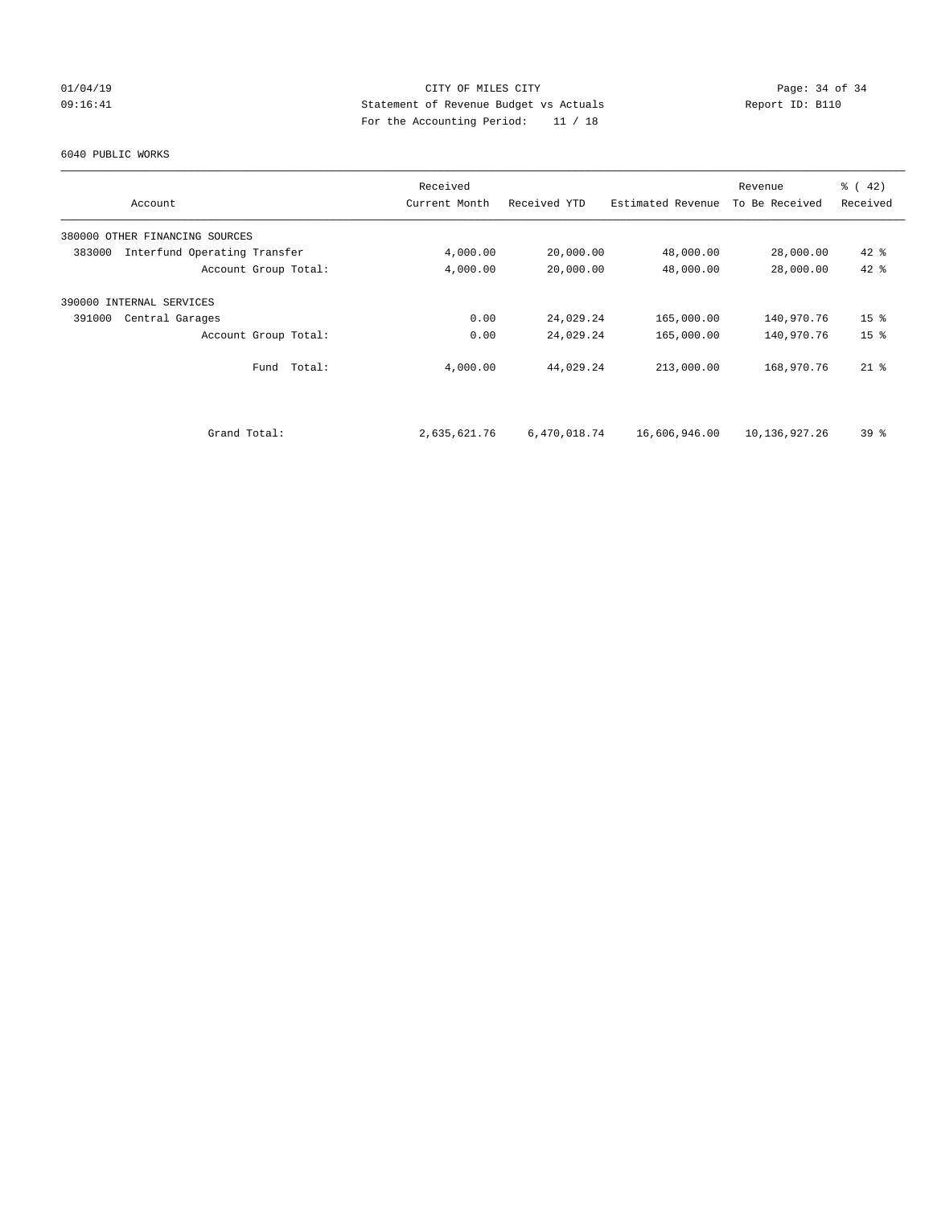CITY OF MILES CITY
Statement of Revenue Budget vs Actuals
For the Accounting Period: 11 / 18

01/04/19
09:16:41

Report ID: B110

6040 PUBLIC WORKS

| Account | Received Current Month | Received YTD | Estimated Revenue | Revenue To Be Received | % ( 42) Received |
|---|---|---|---|---|---|
| 380000 OTHER FINANCING SOURCES | | | | | |
| 383000 Interfund Operating Transfer | 4,000.00 | 20,000.00 | 48,000.00 | 28,000.00 | 42 % |
| Account Group Total: | 4,000.00 | 20,000.00 | 48,000.00 | 28,000.00 | 42 % |
| 390000 INTERNAL SERVICES | | | | | |
| 391000 Central Garages | 0.00 | 24,029.24 | 165,000.00 | 140,970.76 | 15 % |
| Account Group Total: | 0.00 | 24,029.24 | 165,000.00 | 140,970.76 | 15 % |
| Fund Total: | 4,000.00 | 44,029.24 | 213,000.00 | 168,970.76 | 21 % |
| Grand Total: | 2,635,621.76 | 6,470,018.74 | 16,606,946.00 | 10,136,927.26 | 39 % |